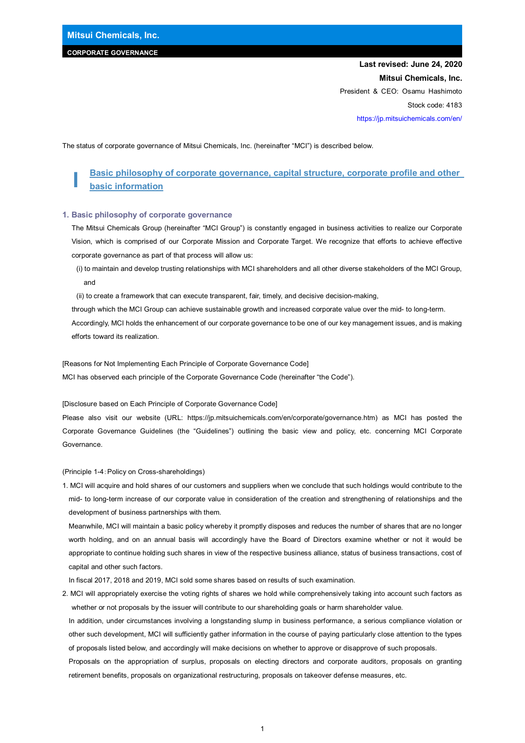**Mitsui Chemicals, Inc.**

**CORPORATE GOVERNANCE**

**Last revised: June 24, 2020**

**Mitsui Chemicals, Inc.**

President & CEO: Osamu Hashimoto

Stock code: 4183

https://jp.mitsuichemicals.com/en/

The status of corporate governance of Mitsui Chemicals, Inc. (hereinafter "MCI") is described below.

# I Basic philosophy of corporate governance, capital structure, corporate profile and other basic information

## 1. Basic philosophy of corporate governance

The Mitsui Chemicals Group (hereinafter "MCI Group") is constantly engaged in business activities to realize our Corporate Vision, which is comprised of our Corporate Mission and Corporate Target. We recognize that efforts to achieve effective corporate governance as part of that process will allow us:

(i) to maintain and develop trusting relationships with MCI shareholders and all other diverse stakeholders of the MCI Group, and

(ii) to create a framework that can execute transparent, fair, timely, and decisive decision-making,

through which the MCI Group can achieve sustainable growth and increased corporate value over the mid- to long-term.

Accordingly, MCI holds the enhancement of our corporate governance to be one of our key management issues, and is making efforts toward its realization.

[Reasons for Not Implementing Each Principle of Corporate Governance Code]

MCI has observed each principle of the Corporate Governance Code (hereinafter "the Code").

[Disclosure based on Each Principle of Corporate Governance Code]

Please also visit our website (URL: https://jp.mitsuichemicals.com/en/corporate/governance.htm) as MCI has posted the Corporate Governance Guidelines (the "Guidelines") outlining the basic view and policy, etc. concerning MCI Corporate Governance.

(Principle 1-4: Policy on Cross-shareholdings)

1. MCI will acquire and hold shares of our customers and suppliers when we conclude that such holdings would contribute to the mid- to long-term increase of our corporate value in consideration of the creation and strengthening of relationships and the development of business partnerships with them.

   Meanwhile, MCI will maintain a basic policy whereby it promptly disposes and reduces the number of shares that are no longer worth holding, and on an annual basis will accordingly have the Board of Directors examine whether or not it would be appropriate to continue holding such shares in view of the respective business alliance, status of business transactions, cost of capital and other such factors.

   In fiscal 2017, 2018 and 2019, MCI sold some shares based on results of such examination.

2. MCI will appropriately exercise the voting rights of shares we hold while comprehensively taking into account such factors as whether or not proposals by the issuer will contribute to our shareholding goals or harm shareholder value.

   In addition, under circumstances involving a longstanding slump in business performance, a serious compliance violation or other such development, MCI will sufficiently gather information in the course of paying particularly close attention to the types of proposals listed below, and accordingly will make decisions on whether to approve or disapprove of such proposals.

   Proposals on the appropriation of surplus, proposals on electing directors and corporate auditors, proposals on granting retirement benefits, proposals on organizational restructuring, proposals on takeover defense measures, etc.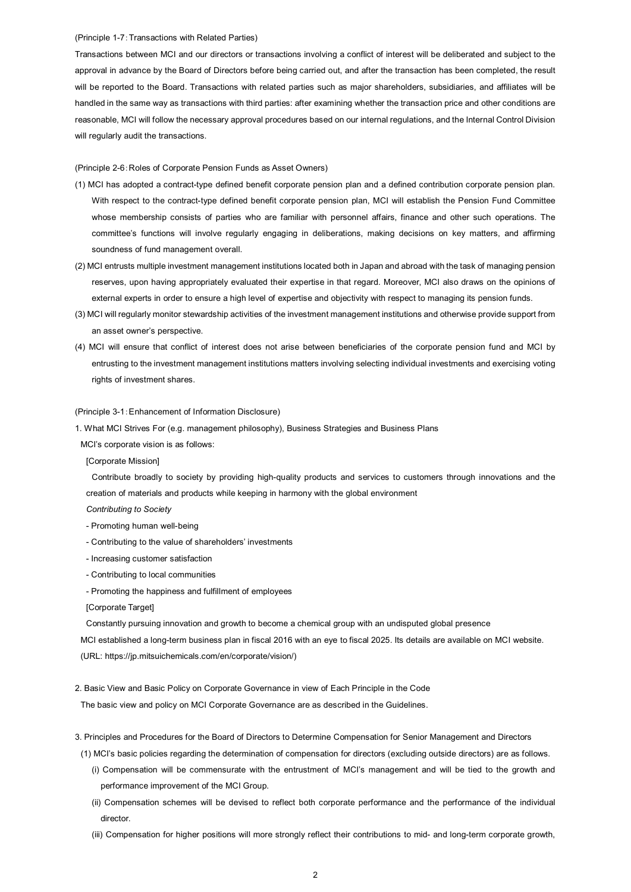(Principle 1-7：Transactions with Related Parties)

Transactions between MCI and our directors or transactions involving a conflict of interest will be deliberated and subject to the approval in advance by the Board of Directors before being carried out, and after the transaction has been completed, the result will be reported to the Board. Transactions with related parties such as major shareholders, subsidiaries, and affiliates will be handled in the same way as transactions with third parties: after examining whether the transaction price and other conditions are reasonable, MCI will follow the necessary approval procedures based on our internal regulations, and the Internal Control Division will regularly audit the transactions.

(Principle 2-6：Roles of Corporate Pension Funds as Asset Owners)

(1) MCI has adopted a contract-type defined benefit corporate pension plan and a defined contribution corporate pension plan. With respect to the contract-type defined benefit corporate pension plan, MCI will establish the Pension Fund Committee whose membership consists of parties who are familiar with personnel affairs, finance and other such operations. The committee's functions will involve regularly engaging in deliberations, making decisions on key matters, and affirming soundness of fund management overall.

(2) MCI entrusts multiple investment management institutions located both in Japan and abroad with the task of managing pension reserves, upon having appropriately evaluated their expertise in that regard. Moreover, MCI also draws on the opinions of external experts in order to ensure a high level of expertise and objectivity with respect to managing its pension funds.

(3) MCI will regularly monitor stewardship activities of the investment management institutions and otherwise provide support from an asset owner's perspective.

(4) MCI will ensure that conflict of interest does not arise between beneficiaries of the corporate pension fund and MCI by entrusting to the investment management institutions matters involving selecting individual investments and exercising voting rights of investment shares.

(Principle 3-1：Enhancement of Information Disclosure)

1. What MCI Strives For (e.g. management philosophy), Business Strategies and Business Plans

MCI's corporate vision is as follows:

[Corporate Mission]

Contribute broadly to society by providing high-quality products and services to customers through innovations and the creation of materials and products while keeping in harmony with the global environment

*Contributing to Society*

- Promoting human well-being
- Contributing to the value of shareholders' investments
- Increasing customer satisfaction
- Contributing to local communities
- Promoting the happiness and fulfillment of employees

[Corporate Target]

Constantly pursuing innovation and growth to become a chemical group with an undisputed global presence

MCI established a long-term business plan in fiscal 2016 with an eye to fiscal 2025. Its details are available on MCI website. (URL: https://jp.mitsuichemicals.com/en/corporate/vision/)

2. Basic View and Basic Policy on Corporate Governance in view of Each Principle in the Code

The basic view and policy on MCI Corporate Governance are as described in the Guidelines.

3. Principles and Procedures for the Board of Directors to Determine Compensation for Senior Management and Directors

(1) MCI's basic policies regarding the determination of compensation for directors (excluding outside directors) are as follows.

(i) Compensation will be commensurate with the entrustment of MCI's management and will be tied to the growth and performance improvement of the MCI Group.

(ii) Compensation schemes will be devised to reflect both corporate performance and the performance of the individual director.

(iii) Compensation for higher positions will more strongly reflect their contributions to mid- and long-term corporate growth,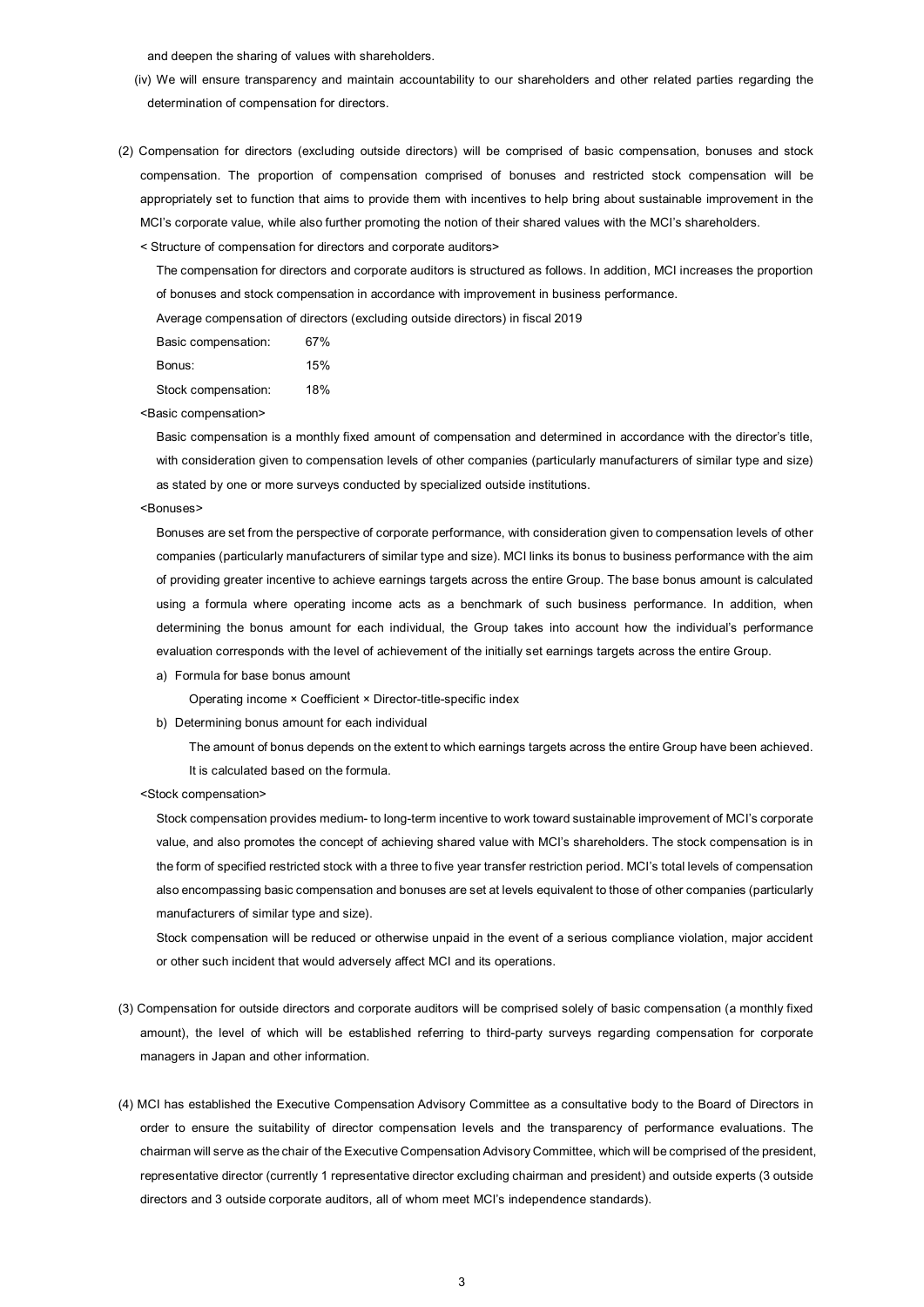and deepen the sharing of values with shareholders.

(iv) We will ensure transparency and maintain accountability to our shareholders and other related parties regarding the determination of compensation for directors.

(2) Compensation for directors (excluding outside directors) will be comprised of basic compensation, bonuses and stock compensation. The proportion of compensation comprised of bonuses and restricted stock compensation will be appropriately set to function that aims to provide them with incentives to help bring about sustainable improvement in the MCI's corporate value, while also further promoting the notion of their shared values with the MCI's shareholders.

< Structure of compensation for directors and corporate auditors>

The compensation for directors and corporate auditors is structured as follows. In addition, MCI increases the proportion of bonuses and stock compensation in accordance with improvement in business performance.

Average compensation of directors (excluding outside directors) in fiscal 2019

| | |
|---|---|
| Basic compensation: | 67% |
| Bonus: | 15% |
| Stock compensation: | 18% |

<Basic compensation>

Basic compensation is a monthly fixed amount of compensation and determined in accordance with the director's title, with consideration given to compensation levels of other companies (particularly manufacturers of similar type and size) as stated by one or more surveys conducted by specialized outside institutions.

<Bonuses>

Bonuses are set from the perspective of corporate performance, with consideration given to compensation levels of other companies (particularly manufacturers of similar type and size). MCI links its bonus to business performance with the aim of providing greater incentive to achieve earnings targets across the entire Group. The base bonus amount is calculated using a formula where operating income acts as a benchmark of such business performance. In addition, when determining the bonus amount for each individual, the Group takes into account how the individual's performance evaluation corresponds with the level of achievement of the initially set earnings targets across the entire Group.

a) Formula for base bonus amount

Operating income × Coefficient × Director-title-specific index

b) Determining bonus amount for each individual

The amount of bonus depends on the extent to which earnings targets across the entire Group have been achieved. It is calculated based on the formula.

<Stock compensation>

Stock compensation provides medium- to long-term incentive to work toward sustainable improvement of MCI's corporate value, and also promotes the concept of achieving shared value with MCI's shareholders. The stock compensation is in the form of specified restricted stock with a three to five year transfer restriction period. MCI's total levels of compensation also encompassing basic compensation and bonuses are set at levels equivalent to those of other companies (particularly manufacturers of similar type and size).

Stock compensation will be reduced or otherwise unpaid in the event of a serious compliance violation, major accident or other such incident that would adversely affect MCI and its operations.

(3) Compensation for outside directors and corporate auditors will be comprised solely of basic compensation (a monthly fixed amount), the level of which will be established referring to third-party surveys regarding compensation for corporate managers in Japan and other information.

(4) MCI has established the Executive Compensation Advisory Committee as a consultative body to the Board of Directors in order to ensure the suitability of director compensation levels and the transparency of performance evaluations. The chairman will serve as the chair of the Executive Compensation Advisory Committee, which will be comprised of the president, representative director (currently 1 representative director excluding chairman and president) and outside experts (3 outside directors and 3 outside corporate auditors, all of whom meet MCI's independence standards).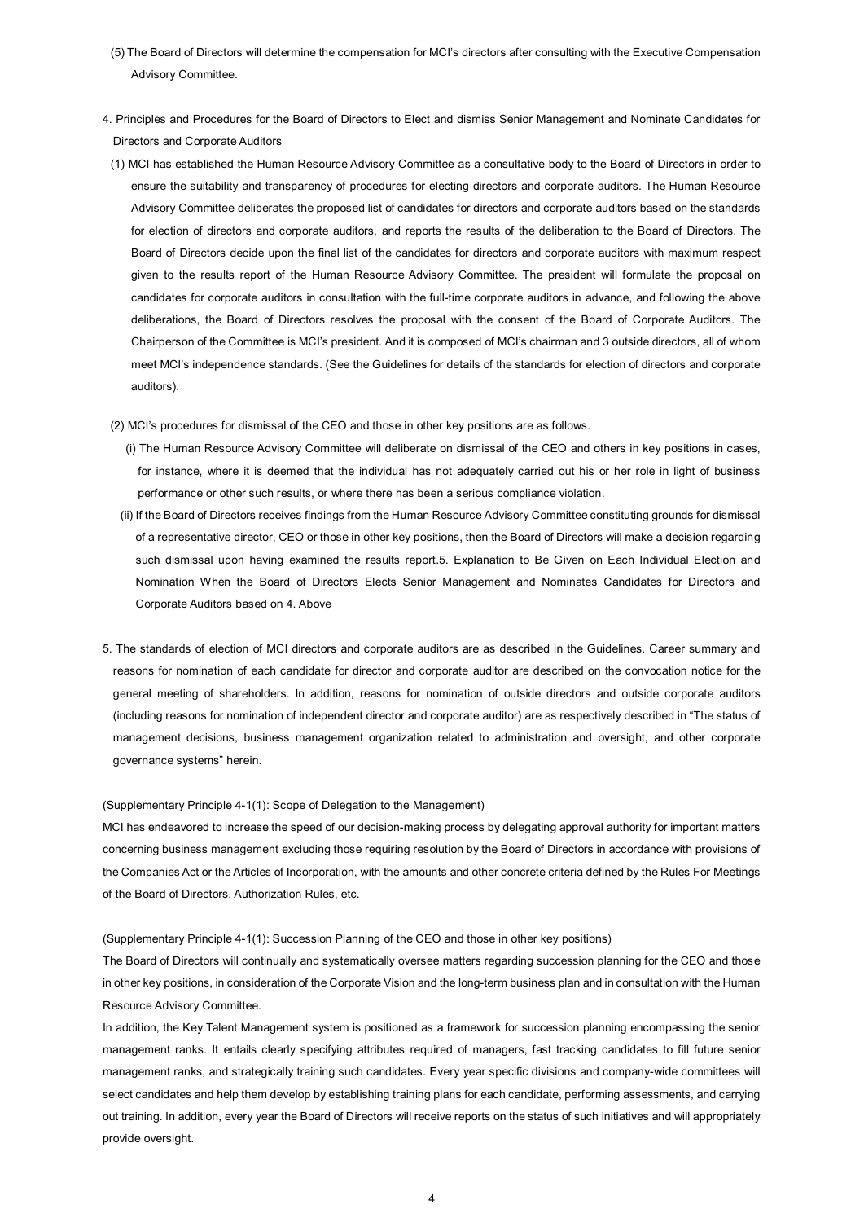(5) The Board of Directors will determine the compensation for MCI's directors after consulting with the Executive Compensation Advisory Committee.

4. Principles and Procedures for the Board of Directors to Elect and dismiss Senior Management and Nominate Candidates for Directors and Corporate Auditors

(1) MCI has established the Human Resource Advisory Committee as a consultative body to the Board of Directors in order to ensure the suitability and transparency of procedures for electing directors and corporate auditors. The Human Resource Advisory Committee deliberates the proposed list of candidates for directors and corporate auditors based on the standards for election of directors and corporate auditors, and reports the results of the deliberation to the Board of Directors. The Board of Directors decide upon the final list of the candidates for directors and corporate auditors with maximum respect given to the results report of the Human Resource Advisory Committee. The president will formulate the proposal on candidates for corporate auditors in consultation with the full-time corporate auditors in advance, and following the above deliberations, the Board of Directors resolves the proposal with the consent of the Board of Corporate Auditors. The Chairperson of the Committee is MCI's president. And it is composed of MCI's chairman and 3 outside directors, all of whom meet MCI's independence standards. (See the Guidelines for details of the standards for election of directors and corporate auditors).

(2) MCI's procedures for dismissal of the CEO and those in other key positions are as follows.

(i) The Human Resource Advisory Committee will deliberate on dismissal of the CEO and others in key positions in cases, for instance, where it is deemed that the individual has not adequately carried out his or her role in light of business performance or other such results, or where there has been a serious compliance violation.

(ii) If the Board of Directors receives findings from the Human Resource Advisory Committee constituting grounds for dismissal of a representative director, CEO or those in other key positions, then the Board of Directors will make a decision regarding such dismissal upon having examined the results report.5. Explanation to Be Given on Each Individual Election and Nomination When the Board of Directors Elects Senior Management and Nominates Candidates for Directors and Corporate Auditors based on 4. Above

5. The standards of election of MCI directors and corporate auditors are as described in the Guidelines. Career summary and reasons for nomination of each candidate for director and corporate auditor are described on the convocation notice for the general meeting of shareholders. In addition, reasons for nomination of outside directors and outside corporate auditors (including reasons for nomination of independent director and corporate auditor) are as respectively described in "The status of management decisions, business management organization related to administration and oversight, and other corporate governance systems" herein.

(Supplementary Principle 4-1(1): Scope of Delegation to the Management)

MCI has endeavored to increase the speed of our decision-making process by delegating approval authority for important matters concerning business management excluding those requiring resolution by the Board of Directors in accordance with provisions of the Companies Act or the Articles of Incorporation, with the amounts and other concrete criteria defined by the Rules For Meetings of the Board of Directors, Authorization Rules, etc.

(Supplementary Principle 4-1(1): Succession Planning of the CEO and those in other key positions)

The Board of Directors will continually and systematically oversee matters regarding succession planning for the CEO and those in other key positions, in consideration of the Corporate Vision and the long-term business plan and in consultation with the Human Resource Advisory Committee.

In addition, the Key Talent Management system is positioned as a framework for succession planning encompassing the senior management ranks. It entails clearly specifying attributes required of managers, fast tracking candidates to fill future senior management ranks, and strategically training such candidates. Every year specific divisions and company-wide committees will select candidates and help them develop by establishing training plans for each candidate, performing assessments, and carrying out training. In addition, every year the Board of Directors will receive reports on the status of such initiatives and will appropriately provide oversight.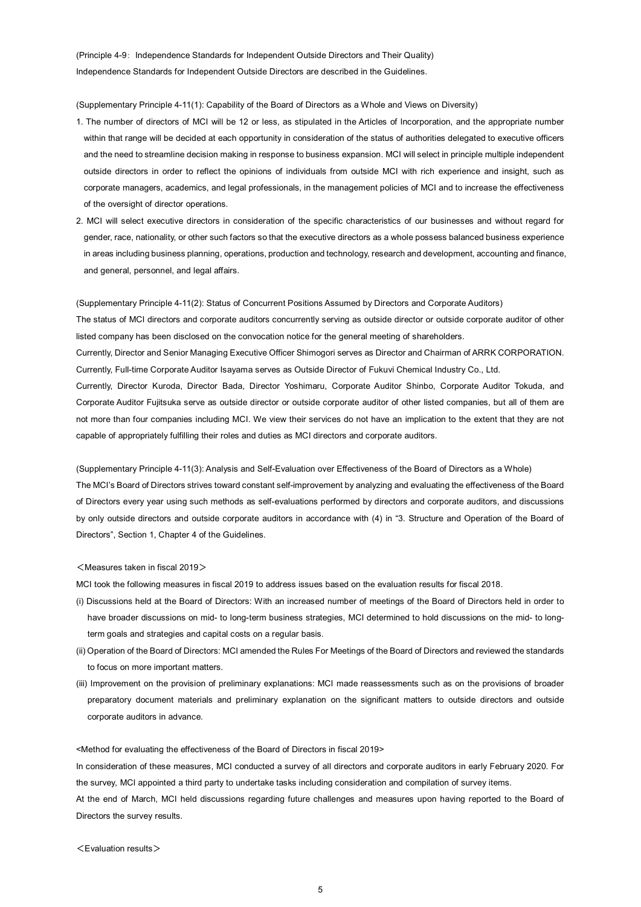(Principle 4-9: Independence Standards for Independent Outside Directors and Their Quality)

Independence Standards for Independent Outside Directors are described in the Guidelines.

(Supplementary Principle 4-11(1): Capability of the Board of Directors as a Whole and Views on Diversity)

1. The number of directors of MCI will be 12 or less, as stipulated in the Articles of Incorporation, and the appropriate number within that range will be decided at each opportunity in consideration of the status of authorities delegated to executive officers and the need to streamline decision making in response to business expansion. MCI will select in principle multiple independent outside directors in order to reflect the opinions of individuals from outside MCI with rich experience and insight, such as corporate managers, academics, and legal professionals, in the management policies of MCI and to increase the effectiveness of the oversight of director operations.
2. MCI will select executive directors in consideration of the specific characteristics of our businesses and without regard for gender, race, nationality, or other such factors so that the executive directors as a whole possess balanced business experience in areas including business planning, operations, production and technology, research and development, accounting and finance, and general, personnel, and legal affairs.

(Supplementary Principle 4-11(2): Status of Concurrent Positions Assumed by Directors and Corporate Auditors)

The status of MCI directors and corporate auditors concurrently serving as outside director or outside corporate auditor of other listed company has been disclosed on the convocation notice for the general meeting of shareholders.

Currently, Director and Senior Managing Executive Officer Shimogori serves as Director and Chairman of ARRK CORPORATION.

Currently, Full-time Corporate Auditor Isayama serves as Outside Director of Fukuvi Chemical Industry Co., Ltd.

Currently, Director Kuroda, Director Bada, Director Yoshimaru, Corporate Auditor Shinbo, Corporate Auditor Tokuda, and Corporate Auditor Fujitsuka serve as outside director or outside corporate auditor of other listed companies, but all of them are not more than four companies including MCI. We view their services do not have an implication to the extent that they are not capable of appropriately fulfilling their roles and duties as MCI directors and corporate auditors.

(Supplementary Principle 4-11(3): Analysis and Self-Evaluation over Effectiveness of the Board of Directors as a Whole)

The MCI's Board of Directors strives toward constant self-improvement by analyzing and evaluating the effectiveness of the Board of Directors every year using such methods as self-evaluations performed by directors and corporate auditors, and discussions by only outside directors and outside corporate auditors in accordance with (4) in "3. Structure and Operation of the Board of Directors", Section 1, Chapter 4 of the Guidelines.

＜Measures taken in fiscal 2019＞

MCI took the following measures in fiscal 2019 to address issues based on the evaluation results for fiscal 2018.

(i) Discussions held at the Board of Directors: With an increased number of meetings of the Board of Directors held in order to have broader discussions on mid- to long-term business strategies, MCI determined to hold discussions on the mid- to long-term goals and strategies and capital costs on a regular basis.

(ii) Operation of the Board of Directors: MCI amended the Rules For Meetings of the Board of Directors and reviewed the standards to focus on more important matters.

(iii) Improvement on the provision of preliminary explanations: MCI made reassessments such as on the provisions of broader preparatory document materials and preliminary explanation on the significant matters to outside directors and outside corporate auditors in advance.

<Method for evaluating the effectiveness of the Board of Directors in fiscal 2019>

In consideration of these measures, MCI conducted a survey of all directors and corporate auditors in early February 2020. For the survey, MCI appointed a third party to undertake tasks including consideration and compilation of survey items.

At the end of March, MCI held discussions regarding future challenges and measures upon having reported to the Board of Directors the survey results.

＜Evaluation results＞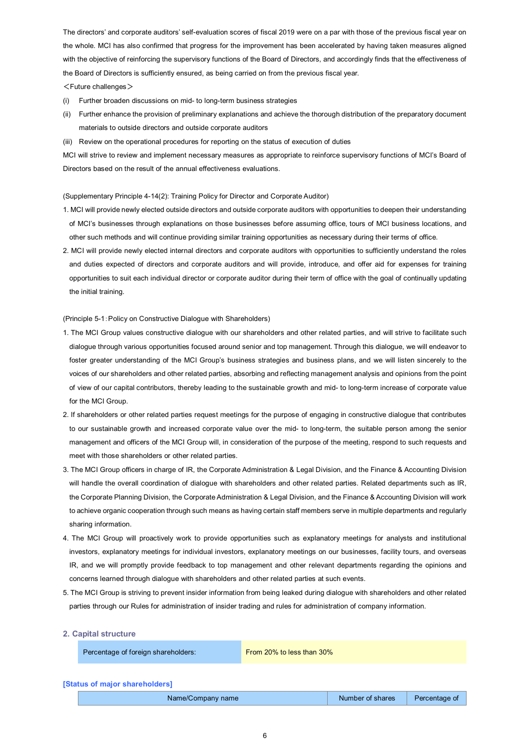The directors' and corporate auditors' self-evaluation scores of fiscal 2019 were on a par with those of the previous fiscal year on the whole. MCI has also confirmed that progress for the improvement has been accelerated by having taken measures aligned with the objective of reinforcing the supervisory functions of the Board of Directors, and accordingly finds that the effectiveness of the Board of Directors is sufficiently ensured, as being carried on from the previous fiscal year.

＜Future challenges＞

(i) Further broaden discussions on mid- to long-term business strategies

(ii) Further enhance the provision of preliminary explanations and achieve the thorough distribution of the preparatory document materials to outside directors and outside corporate auditors

(iii) Review on the operational procedures for reporting on the status of execution of duties

MCI will strive to review and implement necessary measures as appropriate to reinforce supervisory functions of MCI's Board of Directors based on the result of the annual effectiveness evaluations.

(Supplementary Principle 4-14(2): Training Policy for Director and Corporate Auditor)

1. MCI will provide newly elected outside directors and outside corporate auditors with opportunities to deepen their understanding of MCI's businesses through explanations on those businesses before assuming office, tours of MCI business locations, and other such methods and will continue providing similar training opportunities as necessary during their terms of office.
2. MCI will provide newly elected internal directors and corporate auditors with opportunities to sufficiently understand the roles and duties expected of directors and corporate auditors and will provide, introduce, and offer aid for expenses for training opportunities to suit each individual director or corporate auditor during their term of office with the goal of continually updating the initial training.

(Principle 5-1: Policy on Constructive Dialogue with Shareholders)

1. The MCI Group values constructive dialogue with our shareholders and other related parties, and will strive to facilitate such dialogue through various opportunities focused around senior and top management. Through this dialogue, we will endeavor to foster greater understanding of the MCI Group's business strategies and business plans, and we will listen sincerely to the voices of our shareholders and other related parties, absorbing and reflecting management analysis and opinions from the point of view of our capital contributors, thereby leading to the sustainable growth and mid- to long-term increase of corporate value for the MCI Group.
2. If shareholders or other related parties request meetings for the purpose of engaging in constructive dialogue that contributes to our sustainable growth and increased corporate value over the mid- to long-term, the suitable person among the senior management and officers of the MCI Group will, in consideration of the purpose of the meeting, respond to such requests and meet with those shareholders or other related parties.
3. The MCI Group officers in charge of IR, the Corporate Administration & Legal Division, and the Finance & Accounting Division will handle the overall coordination of dialogue with shareholders and other related parties. Related departments such as IR, the Corporate Planning Division, the Corporate Administration & Legal Division, and the Finance & Accounting Division will work to achieve organic cooperation through such means as having certain staff members serve in multiple departments and regularly sharing information.
4. The MCI Group will proactively work to provide opportunities such as explanatory meetings for analysts and institutional investors, explanatory meetings for individual investors, explanatory meetings on our businesses, facility tours, and overseas IR, and we will promptly provide feedback to top management and other relevant departments regarding the opinions and concerns learned through dialogue with shareholders and other related parties at such events.
5. The MCI Group is striving to prevent insider information from being leaked during dialogue with shareholders and other related parties through our Rules for administration of insider trading and rules for administration of company information.

## 2. Capital structure

| Percentage of foreign shareholders: | From 20% to less than 30% |
|---|---|

**[Status of major shareholders]**

| Name/Company name | Number of shares | Percentage of |
|---|---|---|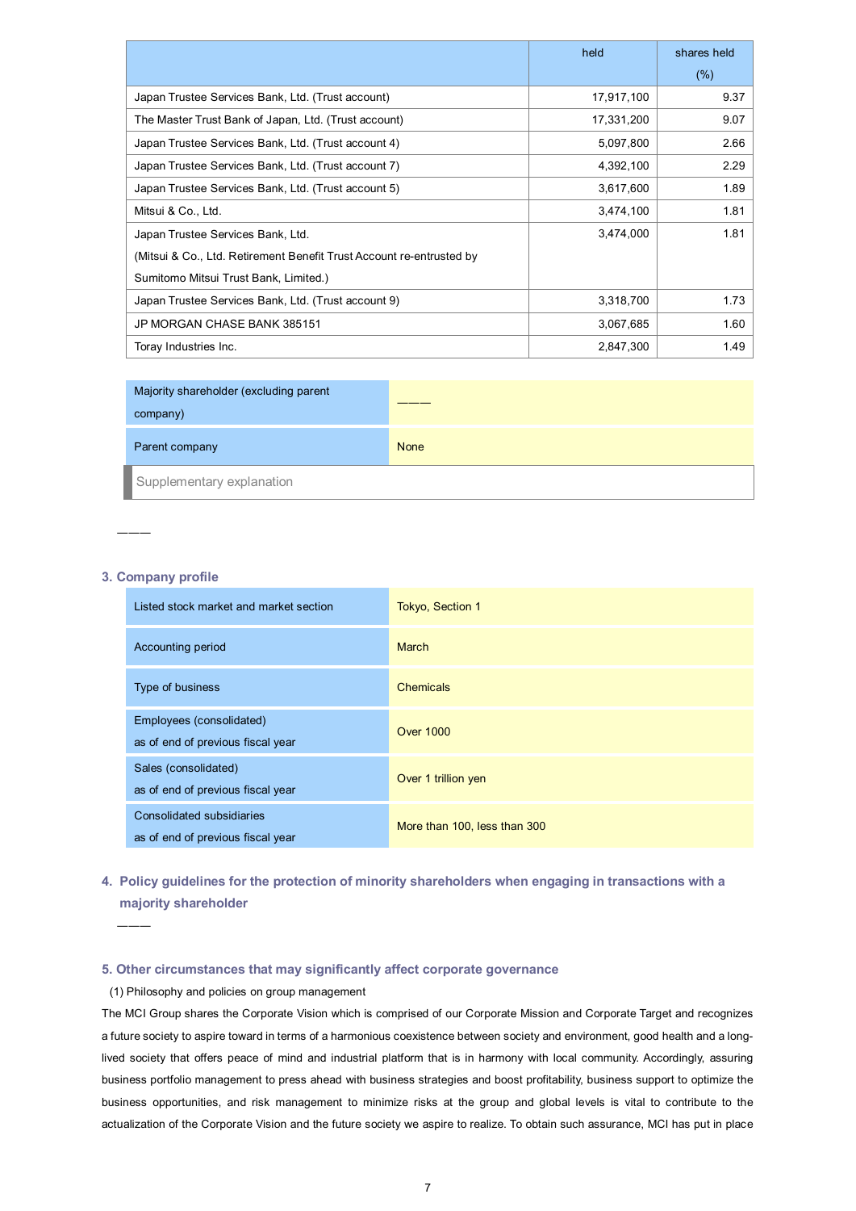| | held | shares held (%) |
|---|---|---|
| Japan Trustee Services Bank, Ltd. (Trust account) | 17,917,100 | 9.37 |
| The Master Trust Bank of Japan, Ltd. (Trust account) | 17,331,200 | 9.07 |
| Japan Trustee Services Bank, Ltd. (Trust account 4) | 5,097,800 | 2.66 |
| Japan Trustee Services Bank, Ltd. (Trust account 7) | 4,392,100 | 2.29 |
| Japan Trustee Services Bank, Ltd. (Trust account 5) | 3,617,600 | 1.89 |
| Mitsui & Co., Ltd. | 3,474,100 | 1.81 |
| Japan Trustee Services Bank, Ltd. (Mitsui & Co., Ltd. Retirement Benefit Trust Account re-entrusted by Sumitomo Mitsui Trust Bank, Limited.) | 3,474,000 | 1.81 |
| Japan Trustee Services Bank, Ltd. (Trust account 9) | 3,318,700 | 1.73 |
| JP MORGAN CHASE BANK 385151 | 3,067,685 | 1.60 |
| Toray Industries Inc. | 2,847,300 | 1.49 |

| | |
|---|---|
| Majority shareholder (excluding parent company) | ——— |
| Parent company | None |

Supplementary explanation

———

### 3. Company profile

| | |
|---|---|
| Listed stock market and market section | Tokyo, Section 1 |
| Accounting period | March |
| Type of business | Chemicals |
| Employees (consolidated) as of end of previous fiscal year | Over 1000 |
| Sales (consolidated) as of end of previous fiscal year | Over 1 trillion yen |
| Consolidated subsidiaries as of end of previous fiscal year | More than 100, less than 300 |

### 4. Policy guidelines for the protection of minority shareholders when engaging in transactions with a majority shareholder

———

### 5. Other circumstances that may significantly affect corporate governance

(1) Philosophy and policies on group management

The MCI Group shares the Corporate Vision which is comprised of our Corporate Mission and Corporate Target and recognizes a future society to aspire toward in terms of a harmonious coexistence between society and environment, good health and a long-lived society that offers peace of mind and industrial platform that is in harmony with local community. Accordingly, assuring business portfolio management to press ahead with business strategies and boost profitability, business support to optimize the business opportunities, and risk management to minimize risks at the group and global levels is vital to contribute to the actualization of the Corporate Vision and the future society we aspire to realize. To obtain such assurance, MCI has put in place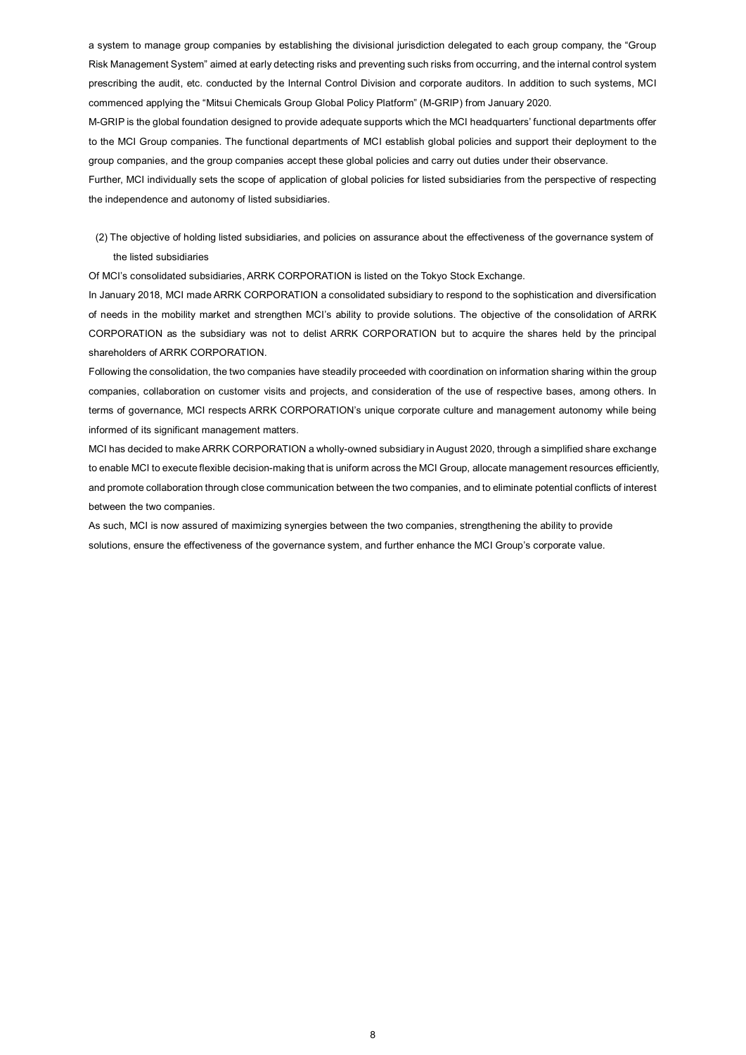a system to manage group companies by establishing the divisional jurisdiction delegated to each group company, the "Group Risk Management System" aimed at early detecting risks and preventing such risks from occurring, and the internal control system prescribing the audit, etc. conducted by the Internal Control Division and corporate auditors. In addition to such systems, MCI commenced applying the "Mitsui Chemicals Group Global Policy Platform" (M-GRIP) from January 2020.

M-GRIP is the global foundation designed to provide adequate supports which the MCI headquarters' functional departments offer to the MCI Group companies. The functional departments of MCI establish global policies and support their deployment to the group companies, and the group companies accept these global policies and carry out duties under their observance.

Further, MCI individually sets the scope of application of global policies for listed subsidiaries from the perspective of respecting the independence and autonomy of listed subsidiaries.

(2) The objective of holding listed subsidiaries, and policies on assurance about the effectiveness of the governance system of the listed subsidiaries

Of MCI's consolidated subsidiaries, ARRK CORPORATION is listed on the Tokyo Stock Exchange.

In January 2018, MCI made ARRK CORPORATION a consolidated subsidiary to respond to the sophistication and diversification of needs in the mobility market and strengthen MCI's ability to provide solutions. The objective of the consolidation of ARRK CORPORATION as the subsidiary was not to delist ARRK CORPORATION but to acquire the shares held by the principal shareholders of ARRK CORPORATION.

Following the consolidation, the two companies have steadily proceeded with coordination on information sharing within the group companies, collaboration on customer visits and projects, and consideration of the use of respective bases, among others. In terms of governance, MCI respects ARRK CORPORATION's unique corporate culture and management autonomy while being informed of its significant management matters.

MCI has decided to make ARRK CORPORATION a wholly-owned subsidiary in August 2020, through a simplified share exchange to enable MCI to execute flexible decision-making that is uniform across the MCI Group, allocate management resources efficiently, and promote collaboration through close communication between the two companies, and to eliminate potential conflicts of interest between the two companies.

As such, MCI is now assured of maximizing synergies between the two companies, strengthening the ability to provide solutions, ensure the effectiveness of the governance system, and further enhance the MCI Group's corporate value.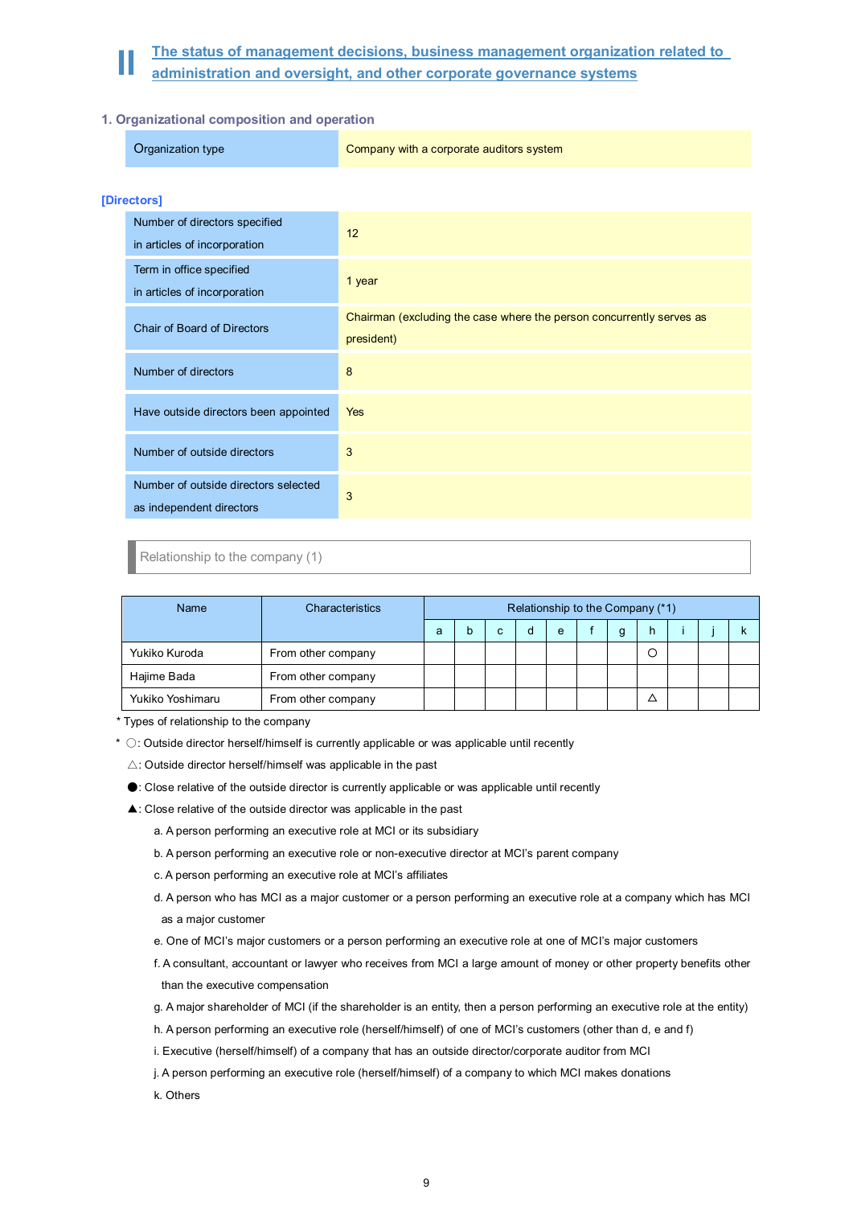# II The status of management decisions, business management organization related to administration and oversight, and other corporate governance systems

## 1. Organizational composition and operation

| Organization type | Company with a corporate auditors system |
|---|---|

### [Directors]

| | |
|---|---|
| Number of directors specified in articles of incorporation | 12 |
| Term in office specified in articles of incorporation | 1 year |
| Chair of Board of Directors | Chairman (excluding the case where the person concurrently serves as president) |
| Number of directors | 8 |
| Have outside directors been appointed | Yes |
| Number of outside directors | 3 |
| Number of outside directors selected as independent directors | 3 |

Relationship to the company (1)

| Name | Characteristics | Relationship to the Company (*1) | | | | | | | | | | |
|---|---|---|---|---|---|---|---|---|---|---|---|---|
| | | a | b | c | d | e | f | g | h | i | j | k |
| Yukiko Kuroda | From other company | | | | | | | | ○ | | | |
| Hajime Bada | From other company | | | | | | | | | | | |
| Yukiko Yoshimaru | From other company | | | | | | | | △ | | | |

* Types of relationship to the company

* ○: Outside director herself/himself is currently applicable or was applicable until recently

△: Outside director herself/himself was applicable in the past

●: Close relative of the outside director is currently applicable or was applicable until recently

▲: Close relative of the outside director was applicable in the past

a. A person performing an executive role at MCI or its subsidiary

b. A person performing an executive role or non-executive director at MCI's parent company

c. A person performing an executive role at MCI's affiliates

d. A person who has MCI as a major customer or a person performing an executive role at a company which has MCI as a major customer

e. One of MCI's major customers or a person performing an executive role at one of MCI's major customers

f. A consultant, accountant or lawyer who receives from MCI a large amount of money or other property benefits other than the executive compensation

g. A major shareholder of MCI (if the shareholder is an entity, then a person performing an executive role at the entity)

h. A person performing an executive role (herself/himself) of one of MCI's customers (other than d, e and f)

i. Executive (herself/himself) of a company that has an outside director/corporate auditor from MCI

j. A person performing an executive role (herself/himself) of a company to which MCI makes donations

k. Others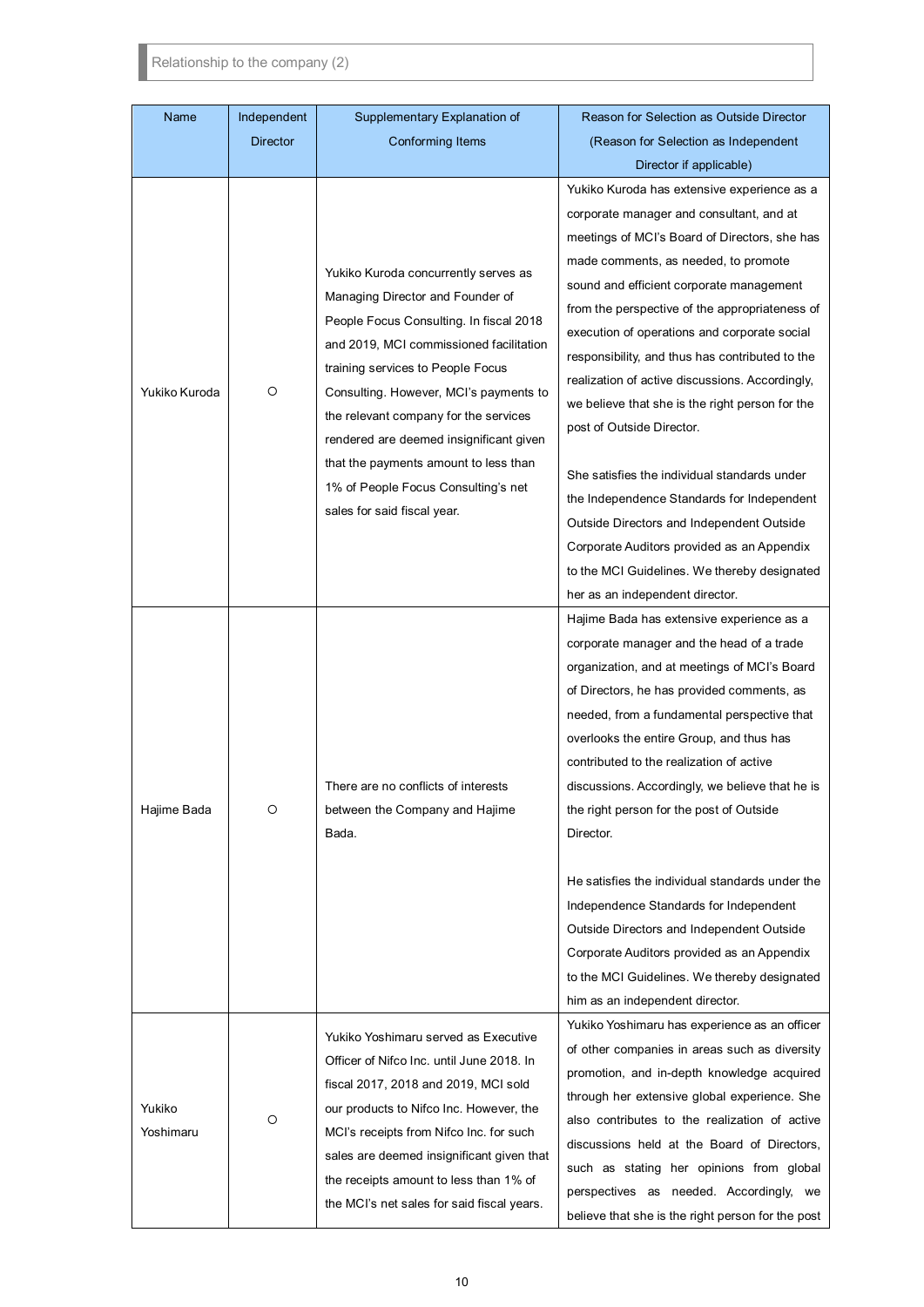Relationship to the company (2)

| Name | Independent Director | Supplementary Explanation of Conforming Items | Reason for Selection as Outside Director (Reason for Selection as Independent Director if applicable) |
|---|---|---|---|
| Yukiko Kuroda | ○ | Yukiko Kuroda concurrently serves as Managing Director and Founder of People Focus Consulting. In fiscal 2018 and 2019, MCI commissioned facilitation training services to People Focus Consulting. However, MCI's payments to the relevant company for the services rendered are deemed insignificant given that the payments amount to less than 1% of People Focus Consulting's net sales for said fiscal year. | Yukiko Kuroda has extensive experience as a corporate manager and consultant, and at meetings of MCI's Board of Directors, she has made comments, as needed, to promote sound and efficient corporate management from the perspective of the appropriateness of execution of operations and corporate social responsibility, and thus has contributed to the realization of active discussions. Accordingly, we believe that she is the right person for the post of Outside Director.<br><br>She satisfies the individual standards under the Independence Standards for Independent Outside Directors and Independent Outside Corporate Auditors provided as an Appendix to the MCI Guidelines. We thereby designated her as an independent director. |
| Hajime Bada | ○ | There are no conflicts of interests between the Company and Hajime Bada. | Hajime Bada has extensive experience as a corporate manager and the head of a trade organization, and at meetings of MCI's Board of Directors, he has provided comments, as needed, from a fundamental perspective that overlooks the entire Group, and thus has contributed to the realization of active discussions. Accordingly, we believe that he is the right person for the post of Outside Director.<br><br>He satisfies the individual standards under the Independence Standards for Independent Outside Directors and Independent Outside Corporate Auditors provided as an Appendix to the MCI Guidelines. We thereby designated him as an independent director. |
| Yukiko Yoshimaru | ○ | Yukiko Yoshimaru served as Executive Officer of Nifco Inc. until June 2018. In fiscal 2017, 2018 and 2019, MCI sold our products to Nifco Inc. However, the MCI's receipts from Nifco Inc. for such sales are deemed insignificant given that the receipts amount to less than 1% of the MCI's net sales for said fiscal years. | Yukiko Yoshimaru has experience as an officer of other companies in areas such as diversity promotion, and in-depth knowledge acquired through her extensive global experience. She also contributes to the realization of active discussions held at the Board of Directors, such as stating her opinions from global perspectives as needed. Accordingly, we believe that she is the right person for the post |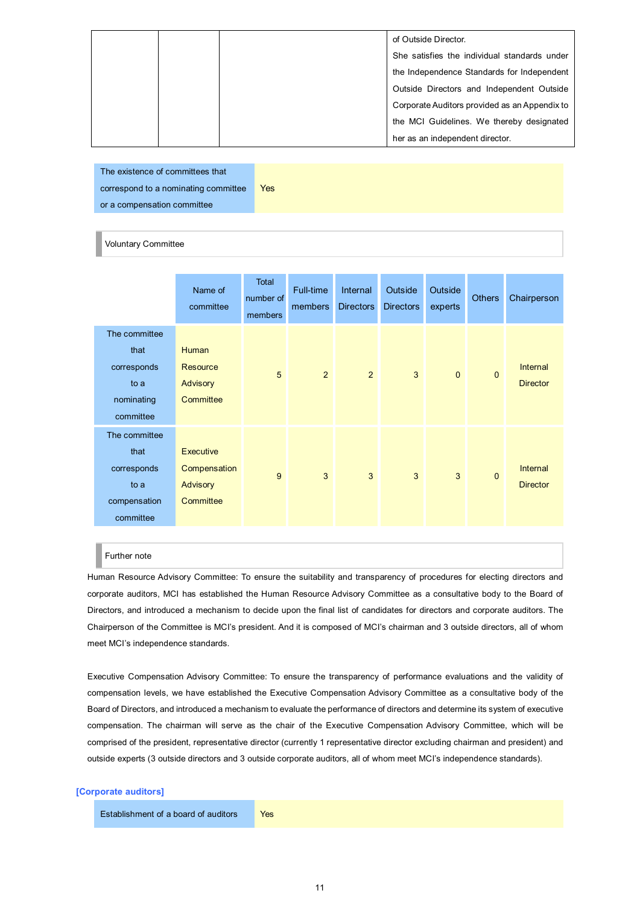| | | | of Outside Director. She satisfies the individual standards under the Independence Standards for Independent Outside Directors and Independent Outside Corporate Auditors provided as an Appendix to the MCI Guidelines. We thereby designated her as an independent director. |
|---|---|---|---|

| The existence of committees that correspond to a nominating committee or a compensation committee | Yes |
|---|---|

Voluntary Committee

| | Name of committee | Total number of members | Full-time members | Internal Directors | Outside Directors | Outside experts | Others | Chairperson |
|---|---|---|---|---|---|---|---|---|
| The committee that corresponds to a nominating committee | Human Resource Advisory Committee | 5 | 2 | 2 | 3 | 0 | 0 | Internal Director |
| The committee that corresponds to a compensation committee | Executive Compensation Advisory Committee | 9 | 3 | 3 | 3 | 3 | 0 | Internal Director |

Further note

Human Resource Advisory Committee: To ensure the suitability and transparency of procedures for electing directors and corporate auditors, MCI has established the Human Resource Advisory Committee as a consultative body to the Board of Directors, and introduced a mechanism to decide upon the final list of candidates for directors and corporate auditors. The Chairperson of the Committee is MCI's president. And it is composed of MCI's chairman and 3 outside directors, all of whom meet MCI's independence standards.

Executive Compensation Advisory Committee: To ensure the transparency of performance evaluations and the validity of compensation levels, we have established the Executive Compensation Advisory Committee as a consultative body of the Board of Directors, and introduced a mechanism to evaluate the performance of directors and determine its system of executive compensation. The chairman will serve as the chair of the Executive Compensation Advisory Committee, which will be comprised of the president, representative director (currently 1 representative director excluding chairman and president) and outside experts (3 outside directors and 3 outside corporate auditors, all of whom meet MCI's independence standards).

**[Corporate auditors]**

| Establishment of a board of auditors | Yes |
|---|---|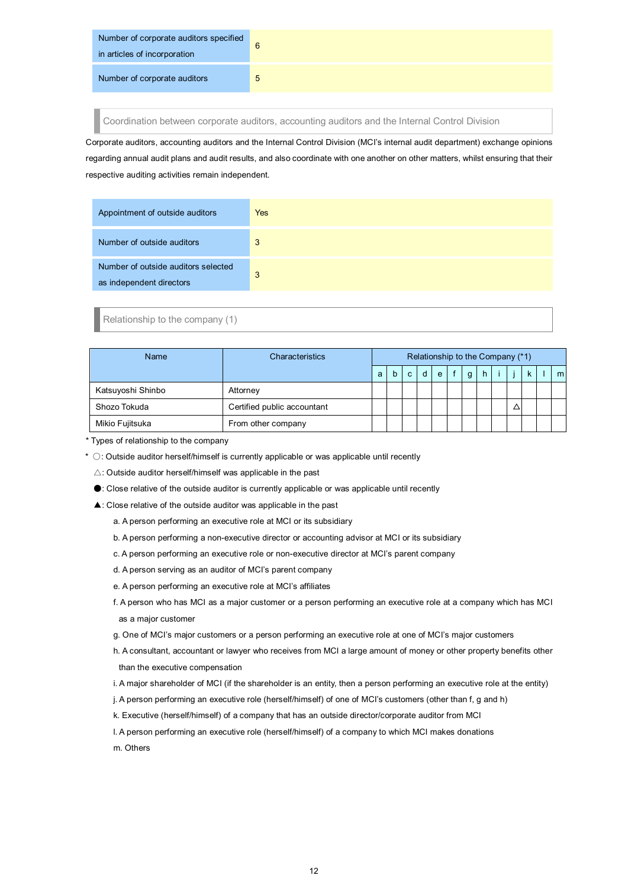| Number of corporate auditors specified in articles of incorporation | 6 |
| --- | --- |
| Number of corporate auditors | 5 |

### Coordination between corporate auditors, accounting auditors and the Internal Control Division

Corporate auditors, accounting auditors and the Internal Control Division (MCI's internal audit department) exchange opinions regarding annual audit plans and audit results, and also coordinate with one another on other matters, whilst ensuring that their respective auditing activities remain independent.

| Appointment of outside auditors | Yes |
| --- | --- |
| Number of outside auditors | 3 |
| Number of outside auditors selected as independent directors | 3 |

### Relationship to the company (1)

| Name | Characteristics | Relationship to the Company (*1) | | | | | | | | | | | | |
| --- | --- | --- | --- | --- | --- | --- | --- | --- | --- | --- | --- | --- | --- | --- |
| | | a | b | c | d | e | f | g | h | i | j | k | l | m |
| Katsuyoshi Shinbo | Attorney | | | | | | | | | | | | | |
| Shozo Tokuda | Certified public accountant | | | | | | | | | | △ | | | |
| Mikio Fujitsuka | From other company | | | | | | | | | | | | | |

* Types of relationship to the company

* ○: Outside auditor herself/himself is currently applicable or was applicable until recently

△: Outside auditor herself/himself was applicable in the past

●: Close relative of the outside auditor is currently applicable or was applicable until recently

▲: Close relative of the outside auditor was applicable in the past

a. A person performing an executive role at MCI or its subsidiary

b. A person performing a non-executive director or accounting advisor at MCI or its subsidiary

c. A person performing an executive role or non-executive director at MCI's parent company

d. A person serving as an auditor of MCI's parent company

e. A person performing an executive role at MCI's affiliates

f. A person who has MCI as a major customer or a person performing an executive role at a company which has MCI as a major customer

g. One of MCI's major customers or a person performing an executive role at one of MCI's major customers

h. A consultant, accountant or lawyer who receives from MCI a large amount of money or other property benefits other than the executive compensation

i. A major shareholder of MCI (if the shareholder is an entity, then a person performing an executive role at the entity)

j. A person performing an executive role (herself/himself) of one of MCI's customers (other than f, g and h)

k. Executive (herself/himself) of a company that has an outside director/corporate auditor from MCI

l. A person performing an executive role (herself/himself) of a company to which MCI makes donations

m. Others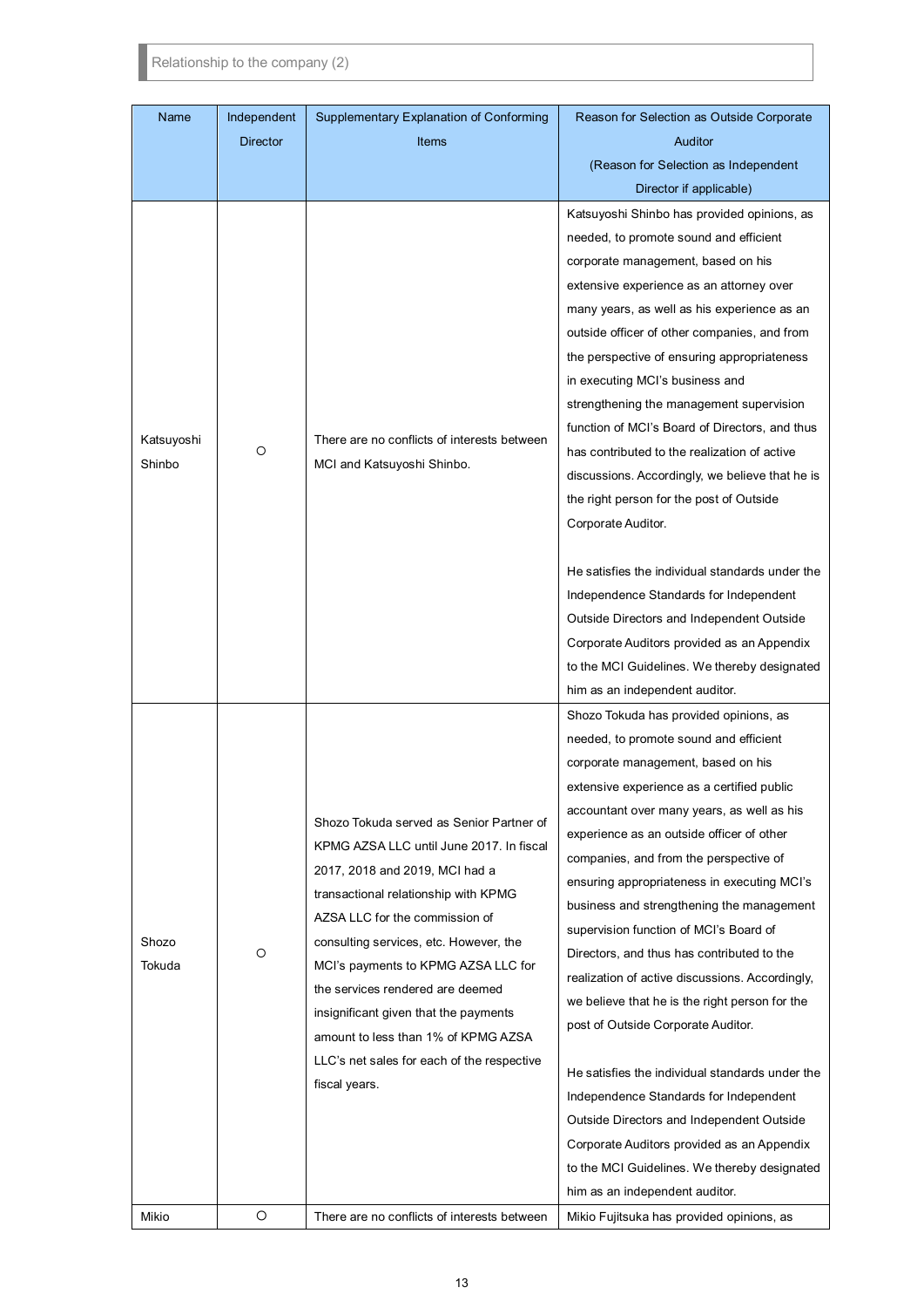Relationship to the company (2)

| Name | Independent Director | Supplementary Explanation of Conforming Items | Reason for Selection as Outside Corporate Auditor (Reason for Selection as Independent Director if applicable) |
|---|---|---|---|
| Katsuyoshi Shinbo | ○ | There are no conflicts of interests between MCI and Katsuyoshi Shinbo. | Katsuyoshi Shinbo has provided opinions, as needed, to promote sound and efficient corporate management, based on his extensive experience as an attorney over many years, as well as his experience as an outside officer of other companies, and from the perspective of ensuring appropriateness in executing MCI's business and strengthening the management supervision function of MCI's Board of Directors, and thus has contributed to the realization of active discussions. Accordingly, we believe that he is the right person for the post of Outside Corporate Auditor.<br><br>He satisfies the individual standards under the Independence Standards for Independent Outside Directors and Independent Outside Corporate Auditors provided as an Appendix to the MCI Guidelines. We thereby designated him as an independent auditor. |
| Shozo Tokuda | ○ | Shozo Tokuda served as Senior Partner of KPMG AZSA LLC until June 2017. In fiscal 2017, 2018 and 2019, MCI had a transactional relationship with KPMG AZSA LLC for the commission of consulting services, etc. However, the MCI's payments to KPMG AZSA LLC for the services rendered are deemed insignificant given that the payments amount to less than 1% of KPMG AZSA LLC's net sales for each of the respective fiscal years. | Shozo Tokuda has provided opinions, as needed, to promote sound and efficient corporate management, based on his extensive experience as a certified public accountant over many years, as well as his experience as an outside officer of other companies, and from the perspective of ensuring appropriateness in executing MCI's business and strengthening the management supervision function of MCI's Board of Directors, and thus has contributed to the realization of active discussions. Accordingly, we believe that he is the right person for the post of Outside Corporate Auditor.<br><br>He satisfies the individual standards under the Independence Standards for Independent Outside Directors and Independent Outside Corporate Auditors provided as an Appendix to the MCI Guidelines. We thereby designated him as an independent auditor. |
| Mikio | ○ | There are no conflicts of interests between | Mikio Fujitsuka has provided opinions, as |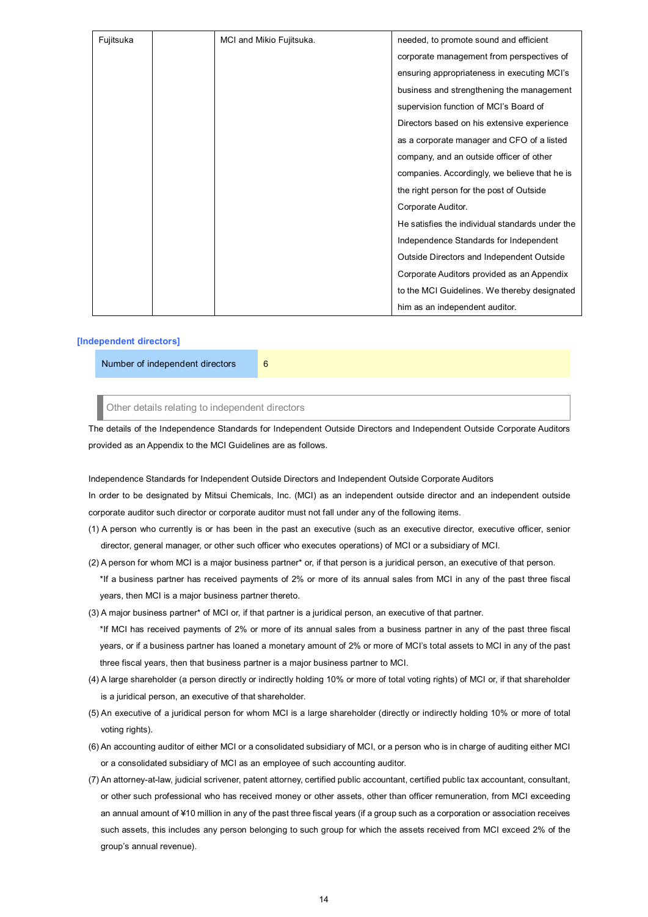| Fujitsuka | | MCI and Mikio Fujitsuka. | needed, to promote sound and efficient corporate management from perspectives of ensuring appropriateness in executing MCI's business and strengthening the management supervision function of MCI's Board of Directors based on his extensive experience as a corporate manager and CFO of a listed company, and an outside officer of other companies. Accordingly, we believe that he is the right person for the post of Outside Corporate Auditor. He satisfies the individual standards under the Independence Standards for Independent Outside Directors and Independent Outside Corporate Auditors provided as an Appendix to the MCI Guidelines. We thereby designated him as an independent auditor. |
|---|---|---|---|

**[Independent directors]**

| Number of independent directors | 6 |
|---|---|

Other details relating to independent directors

The details of the Independence Standards for Independent Outside Directors and Independent Outside Corporate Auditors provided as an Appendix to the MCI Guidelines are as follows.

Independence Standards for Independent Outside Directors and Independent Outside Corporate Auditors

In order to be designated by Mitsui Chemicals, Inc. (MCI) as an independent outside director and an independent outside corporate auditor such director or corporate auditor must not fall under any of the following items.

(1) A person who currently is or has been in the past an executive (such as an executive director, executive officer, senior director, general manager, or other such officer who executes operations) of MCI or a subsidiary of MCI.

(2) A person for whom MCI is a major business partner* or, if that person is a juridical person, an executive of that person.
*If a business partner has received payments of 2% or more of its annual sales from MCI in any of the past three fiscal years, then MCI is a major business partner thereto.

(3) A major business partner* of MCI or, if that partner is a juridical person, an executive of that partner.
*If MCI has received payments of 2% or more of its annual sales from a business partner in any of the past three fiscal years, or if a business partner has loaned a monetary amount of 2% or more of MCI's total assets to MCI in any of the past three fiscal years, then that business partner is a major business partner to MCI.

(4) A large shareholder (a person directly or indirectly holding 10% or more of total voting rights) of MCI or, if that shareholder is a juridical person, an executive of that shareholder.

(5) An executive of a juridical person for whom MCI is a large shareholder (directly or indirectly holding 10% or more of total voting rights).

(6) An accounting auditor of either MCI or a consolidated subsidiary of MCI, or a person who is in charge of auditing either MCI or a consolidated subsidiary of MCI as an employee of such accounting auditor.

(7) An attorney-at-law, judicial scrivener, patent attorney, certified public accountant, certified public tax accountant, consultant, or other such professional who has received money or other assets, other than officer remuneration, from MCI exceeding an annual amount of ¥10 million in any of the past three fiscal years (if a group such as a corporation or association receives such assets, this includes any person belonging to such group for which the assets received from MCI exceed 2% of the group's annual revenue).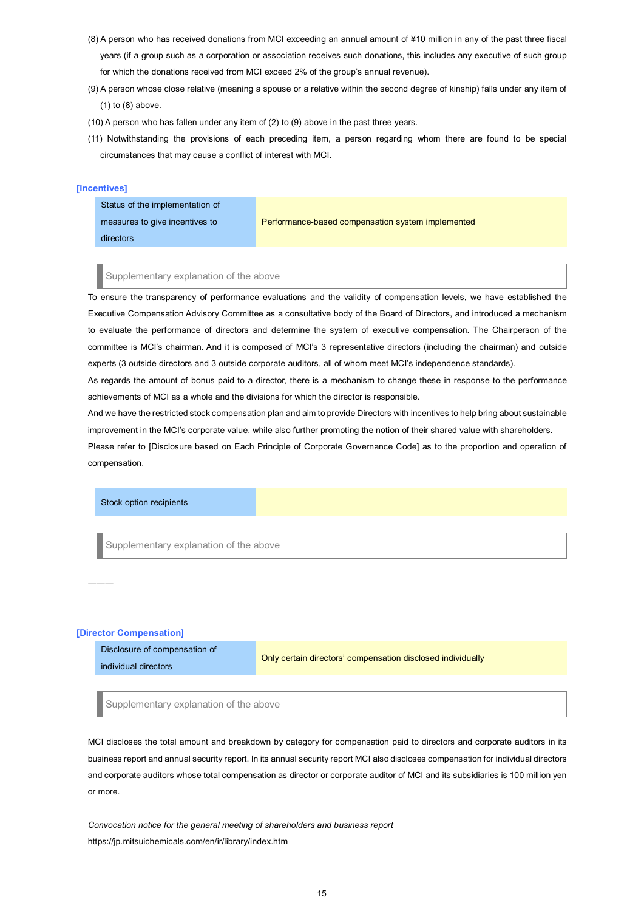(8) A person who has received donations from MCI exceeding an annual amount of ¥10 million in any of the past three fiscal years (if a group such as a corporation or association receives such donations, this includes any executive of such group for which the donations received from MCI exceed 2% of the group's annual revenue).

(9) A person whose close relative (meaning a spouse or a relative within the second degree of kinship) falls under any item of (1) to (8) above.

(10) A person who has fallen under any item of (2) to (9) above in the past three years.

(11) Notwithstanding the provisions of each preceding item, a person regarding whom there are found to be special circumstances that may cause a conflict of interest with MCI.

**[Incentives]**

| Status of the implementation of measures to give incentives to directors | Performance-based compensation system implemented |
|---|---|

Supplementary explanation of the above

To ensure the transparency of performance evaluations and the validity of compensation levels, we have established the Executive Compensation Advisory Committee as a consultative body of the Board of Directors, and introduced a mechanism to evaluate the performance of directors and determine the system of executive compensation. The Chairperson of the committee is MCI's chairman. And it is composed of MCI's 3 representative directors (including the chairman) and outside experts (3 outside directors and 3 outside corporate auditors, all of whom meet MCI's independence standards).

As regards the amount of bonus paid to a director, there is a mechanism to change these in response to the performance achievements of MCI as a whole and the divisions for which the director is responsible.

And we have the restricted stock compensation plan and aim to provide Directors with incentives to help bring about sustainable improvement in the MCI's corporate value, while also further promoting the notion of their shared value with shareholders.

Please refer to [Disclosure based on Each Principle of Corporate Governance Code] as to the proportion and operation of compensation.

| Stock option recipients | |
|---|---|

Supplementary explanation of the above

———

**[Director Compensation]**

| Disclosure of compensation of individual directors | Only certain directors' compensation disclosed individually |
|---|---|

Supplementary explanation of the above

MCI discloses the total amount and breakdown by category for compensation paid to directors and corporate auditors in its business report and annual security report. In its annual security report MCI also discloses compensation for individual directors and corporate auditors whose total compensation as director or corporate auditor of MCI and its subsidiaries is 100 million yen or more.

*Convocation notice for the general meeting of shareholders and business report*
https://jp.mitsuichemicals.com/en/ir/library/index.htm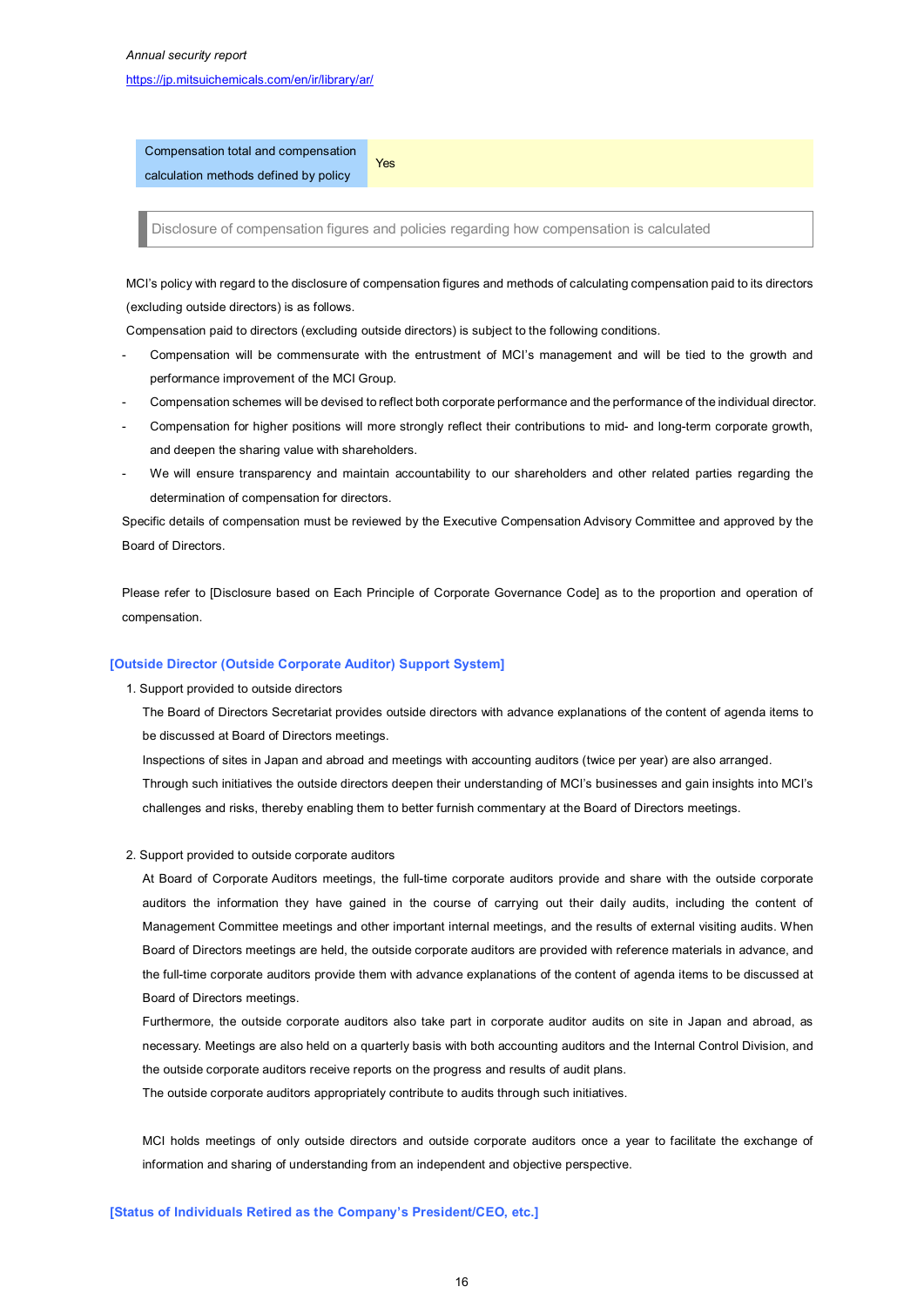*Annual security report*

https://jp.mitsuichemicals.com/en/ir/library/ar/

| Compensation total and compensation calculation methods defined by policy | Yes |
|---|---|

Disclosure of compensation figures and policies regarding how compensation is calculated

MCI's policy with regard to the disclosure of compensation figures and methods of calculating compensation paid to its directors (excluding outside directors) is as follows.

Compensation paid to directors (excluding outside directors) is subject to the following conditions.

- Compensation will be commensurate with the entrustment of MCI's management and will be tied to the growth and performance improvement of the MCI Group.
- Compensation schemes will be devised to reflect both corporate performance and the performance of the individual director.
- Compensation for higher positions will more strongly reflect their contributions to mid- and long-term corporate growth, and deepen the sharing value with shareholders.
- We will ensure transparency and maintain accountability to our shareholders and other related parties regarding the determination of compensation for directors.

Specific details of compensation must be reviewed by the Executive Compensation Advisory Committee and approved by the Board of Directors.

Please refer to [Disclosure based on Each Principle of Corporate Governance Code] as to the proportion and operation of compensation.

### [Outside Director (Outside Corporate Auditor) Support System]

1. Support provided to outside directors

   The Board of Directors Secretariat provides outside directors with advance explanations of the content of agenda items to be discussed at Board of Directors meetings.

   Inspections of sites in Japan and abroad and meetings with accounting auditors (twice per year) are also arranged.

   Through such initiatives the outside directors deepen their understanding of MCI's businesses and gain insights into MCI's challenges and risks, thereby enabling them to better furnish commentary at the Board of Directors meetings.

2. Support provided to outside corporate auditors

   At Board of Corporate Auditors meetings, the full-time corporate auditors provide and share with the outside corporate auditors the information they have gained in the course of carrying out their daily audits, including the content of Management Committee meetings and other important internal meetings, and the results of external visiting audits. When Board of Directors meetings are held, the outside corporate auditors are provided with reference materials in advance, and the full-time corporate auditors provide them with advance explanations of the content of agenda items to be discussed at Board of Directors meetings.

   Furthermore, the outside corporate auditors also take part in corporate auditor audits on site in Japan and abroad, as necessary. Meetings are also held on a quarterly basis with both accounting auditors and the Internal Control Division, and the outside corporate auditors receive reports on the progress and results of audit plans.

   The outside corporate auditors appropriately contribute to audits through such initiatives.

   MCI holds meetings of only outside directors and outside corporate auditors once a year to facilitate the exchange of information and sharing of understanding from an independent and objective perspective.

### [Status of Individuals Retired as the Company's President/CEO, etc.]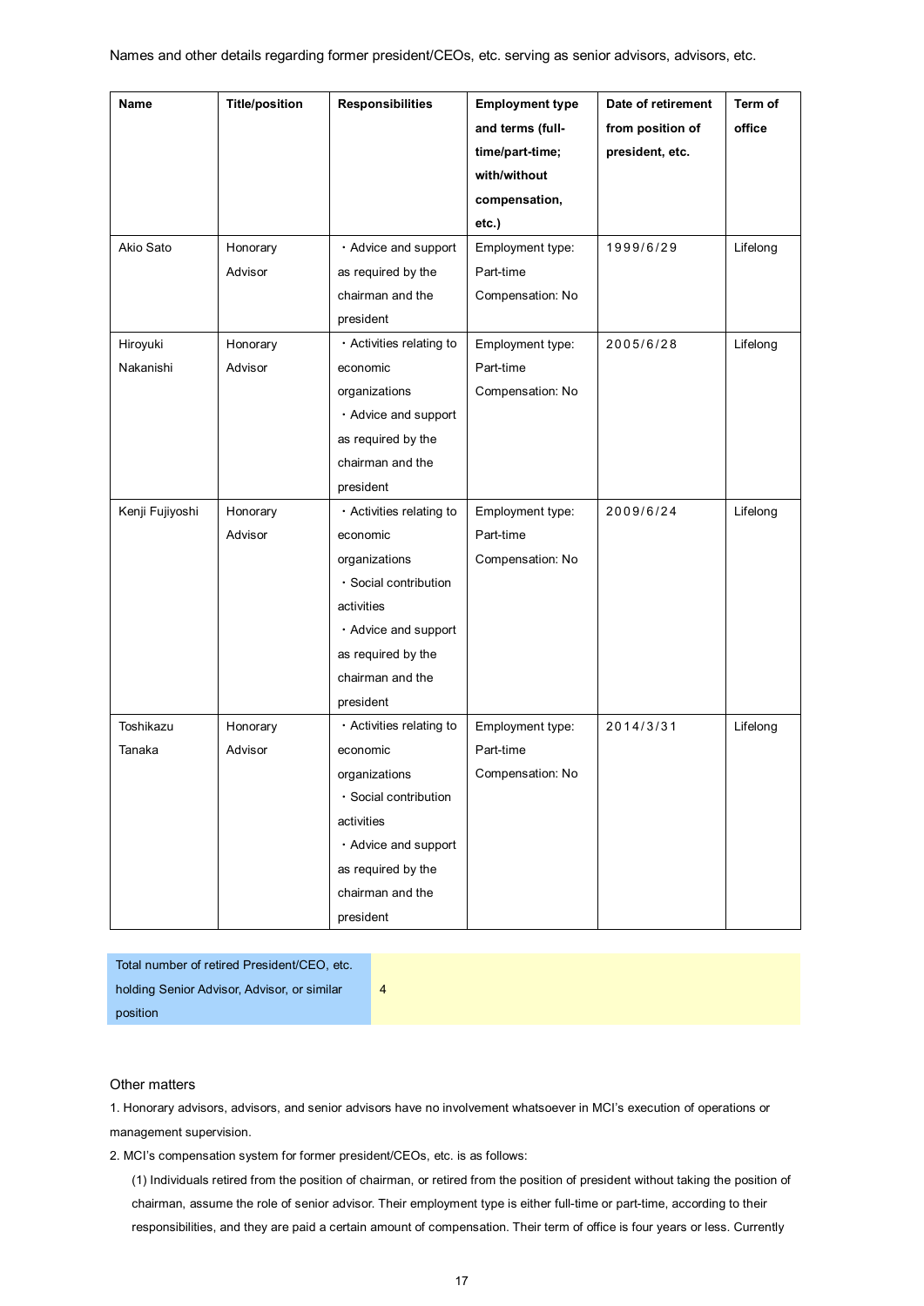Names and other details regarding former president/CEOs, etc. serving as senior advisors, advisors, etc.

| Name | Title/position | Responsibilities | Employment type and terms (full-time/part-time; with/without compensation, etc.) | Date of retirement from position of president, etc. | Term of office |
|---|---|---|---|---|---|
| Akio Sato | Honorary Advisor | ・Advice and support as required by the chairman and the president | Employment type: Part-time Compensation: No | 1999/6/29 | Lifelong |
| Hiroyuki Nakanishi | Honorary Advisor | ・Activities relating to economic organizations ・Advice and support as required by the chairman and the president | Employment type: Part-time Compensation: No | 2005/6/28 | Lifelong |
| Kenji Fujiyoshi | Honorary Advisor | ・Activities relating to economic organizations ・Social contribution activities ・Advice and support as required by the chairman and the president | Employment type: Part-time Compensation: No | 2009/6/24 | Lifelong |
| Toshikazu Tanaka | Honorary Advisor | ・Activities relating to economic organizations ・Social contribution activities ・Advice and support as required by the chairman and the president | Employment type: Part-time Compensation: No | 2014/3/31 | Lifelong |

| Total number of retired President/CEO, etc. holding Senior Advisor, Advisor, or similar position | 4 |
|---|---|

Other matters

1. Honorary advisors, advisors, and senior advisors have no involvement whatsoever in MCI's execution of operations or management supervision.

2. MCI's compensation system for former president/CEOs, etc. is as follows:

(1) Individuals retired from the position of chairman, or retired from the position of president without taking the position of chairman, assume the role of senior advisor. Their employment type is either full-time or part-time, according to their responsibilities, and they are paid a certain amount of compensation. Their term of office is four years or less. Currently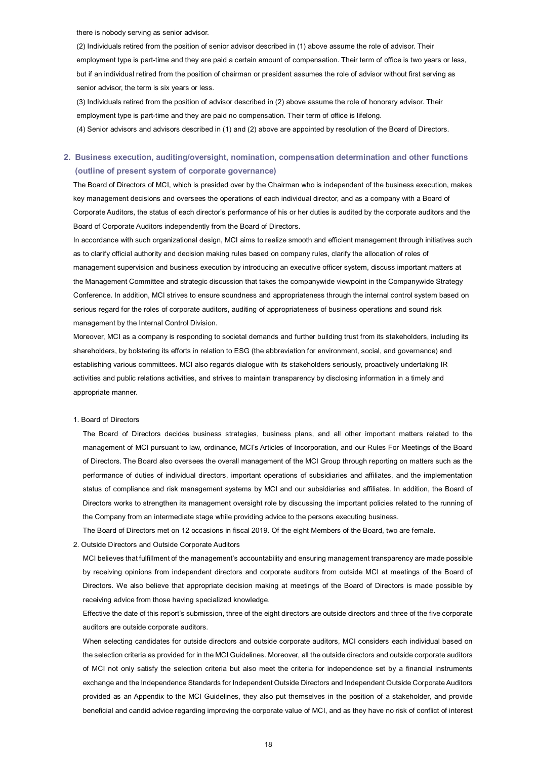there is nobody serving as senior advisor.

(2) Individuals retired from the position of senior advisor described in (1) above assume the role of advisor. Their employment type is part-time and they are paid a certain amount of compensation. Their term of office is two years or less, but if an individual retired from the position of chairman or president assumes the role of advisor without first serving as senior advisor, the term is six years or less.

(3) Individuals retired from the position of advisor described in (2) above assume the role of honorary advisor. Their employment type is part-time and they are paid no compensation. Their term of office is lifelong.

(4) Senior advisors and advisors described in (1) and (2) above are appointed by resolution of the Board of Directors.

## 2. Business execution, auditing/oversight, nomination, compensation determination and other functions (outline of present system of corporate governance)

The Board of Directors of MCI, which is presided over by the Chairman who is independent of the business execution, makes key management decisions and oversees the operations of each individual director, and as a company with a Board of Corporate Auditors, the status of each director's performance of his or her duties is audited by the corporate auditors and the Board of Corporate Auditors independently from the Board of Directors.

In accordance with such organizational design, MCI aims to realize smooth and efficient management through initiatives such as to clarify official authority and decision making rules based on company rules, clarify the allocation of roles of management supervision and business execution by introducing an executive officer system, discuss important matters at the Management Committee and strategic discussion that takes the companywide viewpoint in the Companywide Strategy Conference. In addition, MCI strives to ensure soundness and appropriateness through the internal control system based on serious regard for the roles of corporate auditors, auditing of appropriateness of business operations and sound risk management by the Internal Control Division.

Moreover, MCI as a company is responding to societal demands and further building trust from its stakeholders, including its shareholders, by bolstering its efforts in relation to ESG (the abbreviation for environment, social, and governance) and establishing various committees. MCI also regards dialogue with its stakeholders seriously, proactively undertaking IR activities and public relations activities, and strives to maintain transparency by disclosing information in a timely and appropriate manner.

1. Board of Directors

The Board of Directors decides business strategies, business plans, and all other important matters related to the management of MCI pursuant to law, ordinance, MCI's Articles of Incorporation, and our Rules For Meetings of the Board of Directors. The Board also oversees the overall management of the MCI Group through reporting on matters such as the performance of duties of individual directors, important operations of subsidiaries and affiliates, and the implementation status of compliance and risk management systems by MCI and our subsidiaries and affiliates. In addition, the Board of Directors works to strengthen its management oversight role by discussing the important policies related to the running of the Company from an intermediate stage while providing advice to the persons executing business.

The Board of Directors met on 12 occasions in fiscal 2019. Of the eight Members of the Board, two are female.

2. Outside Directors and Outside Corporate Auditors

MCI believes that fulfillment of the management's accountability and ensuring management transparency are made possible by receiving opinions from independent directors and corporate auditors from outside MCI at meetings of the Board of Directors. We also believe that appropriate decision making at meetings of the Board of Directors is made possible by receiving advice from those having specialized knowledge.

Effective the date of this report's submission, three of the eight directors are outside directors and three of the five corporate auditors are outside corporate auditors.

When selecting candidates for outside directors and outside corporate auditors, MCI considers each individual based on the selection criteria as provided for in the MCI Guidelines. Moreover, all the outside directors and outside corporate auditors of MCI not only satisfy the selection criteria but also meet the criteria for independence set by a financial instruments exchange and the Independence Standards for Independent Outside Directors and Independent Outside Corporate Auditors provided as an Appendix to the MCI Guidelines, they also put themselves in the position of a stakeholder, and provide beneficial and candid advice regarding improving the corporate value of MCI, and as they have no risk of conflict of interest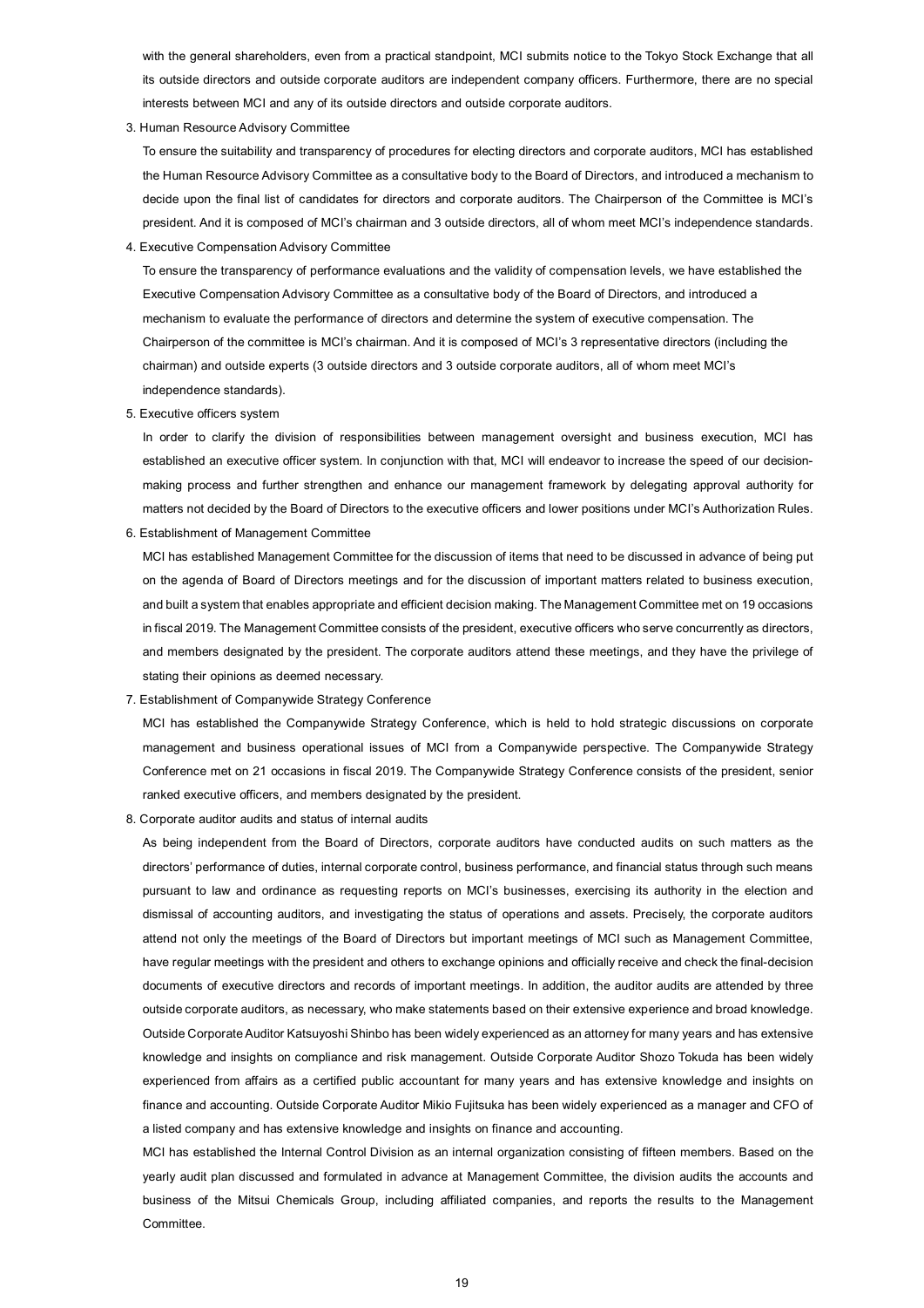with the general shareholders, even from a practical standpoint, MCI submits notice to the Tokyo Stock Exchange that all its outside directors and outside corporate auditors are independent company officers. Furthermore, there are no special interests between MCI and any of its outside directors and outside corporate auditors.

3. Human Resource Advisory Committee

To ensure the suitability and transparency of procedures for electing directors and corporate auditors, MCI has established the Human Resource Advisory Committee as a consultative body to the Board of Directors, and introduced a mechanism to decide upon the final list of candidates for directors and corporate auditors. The Chairperson of the Committee is MCI's president. And it is composed of MCI's chairman and 3 outside directors, all of whom meet MCI's independence standards.

4. Executive Compensation Advisory Committee

To ensure the transparency of performance evaluations and the validity of compensation levels, we have established the Executive Compensation Advisory Committee as a consultative body of the Board of Directors, and introduced a mechanism to evaluate the performance of directors and determine the system of executive compensation. The Chairperson of the committee is MCI's chairman. And it is composed of MCI's 3 representative directors (including the chairman) and outside experts (3 outside directors and 3 outside corporate auditors, all of whom meet MCI's independence standards).

5. Executive officers system

In order to clarify the division of responsibilities between management oversight and business execution, MCI has established an executive officer system. In conjunction with that, MCI will endeavor to increase the speed of our decision-making process and further strengthen and enhance our management framework by delegating approval authority for matters not decided by the Board of Directors to the executive officers and lower positions under MCI's Authorization Rules.

6. Establishment of Management Committee

MCI has established Management Committee for the discussion of items that need to be discussed in advance of being put on the agenda of Board of Directors meetings and for the discussion of important matters related to business execution, and built a system that enables appropriate and efficient decision making. The Management Committee met on 19 occasions in fiscal 2019. The Management Committee consists of the president, executive officers who serve concurrently as directors, and members designated by the president. The corporate auditors attend these meetings, and they have the privilege of stating their opinions as deemed necessary.

7. Establishment of Companywide Strategy Conference

MCI has established the Companywide Strategy Conference, which is held to hold strategic discussions on corporate management and business operational issues of MCI from a Companywide perspective. The Companywide Strategy Conference met on 21 occasions in fiscal 2019. The Companywide Strategy Conference consists of the president, senior ranked executive officers, and members designated by the president.

8. Corporate auditor audits and status of internal audits

As being independent from the Board of Directors, corporate auditors have conducted audits on such matters as the directors' performance of duties, internal corporate control, business performance, and financial status through such means pursuant to law and ordinance as requesting reports on MCI's businesses, exercising its authority in the election and dismissal of accounting auditors, and investigating the status of operations and assets. Precisely, the corporate auditors attend not only the meetings of the Board of Directors but important meetings of MCI such as Management Committee, have regular meetings with the president and others to exchange opinions and officially receive and check the final-decision documents of executive directors and records of important meetings. In addition, the auditor audits are attended by three outside corporate auditors, as necessary, who make statements based on their extensive experience and broad knowledge. Outside Corporate Auditor Katsuyoshi Shinbo has been widely experienced as an attorney for many years and has extensive knowledge and insights on compliance and risk management. Outside Corporate Auditor Shozo Tokuda has been widely experienced from affairs as a certified public accountant for many years and has extensive knowledge and insights on finance and accounting. Outside Corporate Auditor Mikio Fujitsuka has been widely experienced as a manager and CFO of a listed company and has extensive knowledge and insights on finance and accounting.

MCI has established the Internal Control Division as an internal organization consisting of fifteen members. Based on the yearly audit plan discussed and formulated in advance at Management Committee, the division audits the accounts and business of the Mitsui Chemicals Group, including affiliated companies, and reports the results to the Management Committee.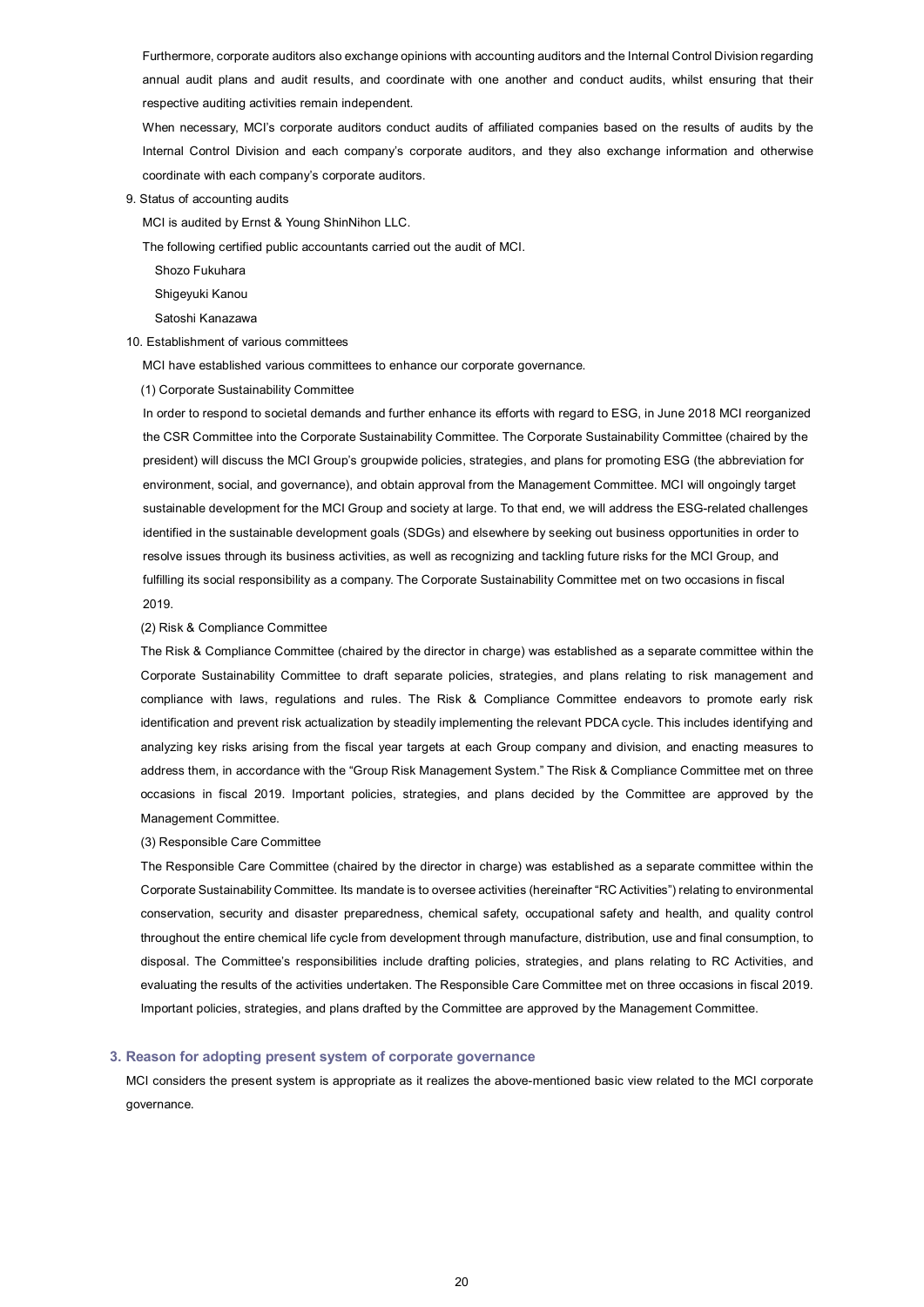Furthermore, corporate auditors also exchange opinions with accounting auditors and the Internal Control Division regarding annual audit plans and audit results, and coordinate with one another and conduct audits, whilst ensuring that their respective auditing activities remain independent.

When necessary, MCI's corporate auditors conduct audits of affiliated companies based on the results of audits by the Internal Control Division and each company's corporate auditors, and they also exchange information and otherwise coordinate with each company's corporate auditors.

9. Status of accounting audits

MCI is audited by Ernst & Young ShinNihon LLC.

The following certified public accountants carried out the audit of MCI.

Shozo Fukuhara

Shigeyuki Kanou

Satoshi Kanazawa

10. Establishment of various committees

MCI have established various committees to enhance our corporate governance.

(1) Corporate Sustainability Committee

In order to respond to societal demands and further enhance its efforts with regard to ESG, in June 2018 MCI reorganized the CSR Committee into the Corporate Sustainability Committee. The Corporate Sustainability Committee (chaired by the president) will discuss the MCI Group's groupwide policies, strategies, and plans for promoting ESG (the abbreviation for environment, social, and governance), and obtain approval from the Management Committee. MCI will ongoingly target sustainable development for the MCI Group and society at large. To that end, we will address the ESG-related challenges identified in the sustainable development goals (SDGs) and elsewhere by seeking out business opportunities in order to resolve issues through its business activities, as well as recognizing and tackling future risks for the MCI Group, and fulfilling its social responsibility as a company. The Corporate Sustainability Committee met on two occasions in fiscal 2019.

(2) Risk & Compliance Committee

The Risk & Compliance Committee (chaired by the director in charge) was established as a separate committee within the Corporate Sustainability Committee to draft separate policies, strategies, and plans relating to risk management and compliance with laws, regulations and rules. The Risk & Compliance Committee endeavors to promote early risk identification and prevent risk actualization by steadily implementing the relevant PDCA cycle. This includes identifying and analyzing key risks arising from the fiscal year targets at each Group company and division, and enacting measures to address them, in accordance with the "Group Risk Management System." The Risk & Compliance Committee met on three occasions in fiscal 2019. Important policies, strategies, and plans decided by the Committee are approved by the Management Committee.

(3) Responsible Care Committee

The Responsible Care Committee (chaired by the director in charge) was established as a separate committee within the Corporate Sustainability Committee. Its mandate is to oversee activities (hereinafter "RC Activities") relating to environmental conservation, security and disaster preparedness, chemical safety, occupational safety and health, and quality control throughout the entire chemical life cycle from development through manufacture, distribution, use and final consumption, to disposal. The Committee's responsibilities include drafting policies, strategies, and plans relating to RC Activities, and evaluating the results of the activities undertaken. The Responsible Care Committee met on three occasions in fiscal 2019. Important policies, strategies, and plans drafted by the Committee are approved by the Management Committee.

### 3. Reason for adopting present system of corporate governance

MCI considers the present system is appropriate as it realizes the above-mentioned basic view related to the MCI corporate governance.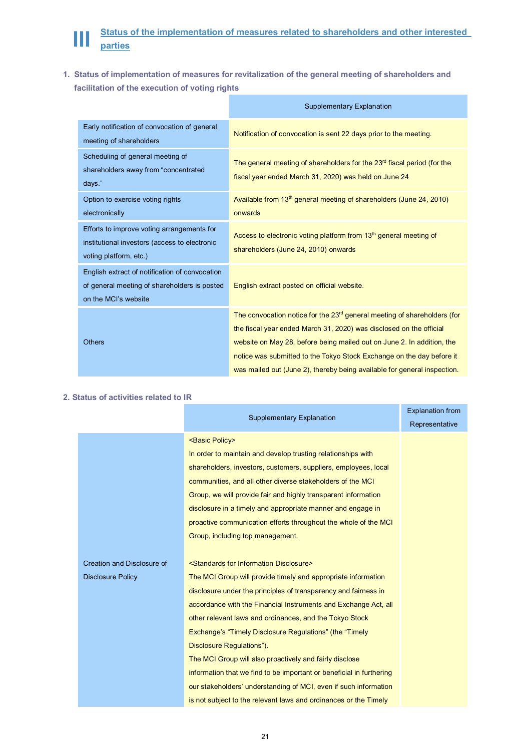# III Status of the implementation of measures related to shareholders and other interested parties

## 1. Status of implementation of measures for revitalization of the general meeting of shareholders and facilitation of the execution of voting rights

| | Supplementary Explanation |
|---|---|
| Early notification of convocation of general meeting of shareholders | Notification of convocation is sent 22 days prior to the meeting. |
| Scheduling of general meeting of shareholders away from "concentrated days." | The general meeting of shareholders for the 23rd fiscal period (for the fiscal year ended March 31, 2020) was held on June 24 |
| Option to exercise voting rights electronically | Available from 13th general meeting of shareholders (June 24, 2010) onwards |
| Efforts to improve voting arrangements for institutional investors (access to electronic voting platform, etc.) | Access to electronic voting platform from 13th general meeting of shareholders (June 24, 2010) onwards |
| English extract of notification of convocation of general meeting of shareholders is posted on the MCI's website | English extract posted on official website. |
| Others | The convocation notice for the 23rd general meeting of shareholders (for the fiscal year ended March 31, 2020) was disclosed on the official website on May 28, before being mailed out on June 2. In addition, the notice was submitted to the Tokyo Stock Exchange on the day before it was mailed out (June 2), thereby being available for general inspection. |

## 2. Status of activities related to IR

| | Supplementary Explanation | Explanation from Representative |
|---|---|---|
| Creation and Disclosure of Disclosure Policy | <Basic Policy><br>In order to maintain and develop trusting relationships with shareholders, investors, customers, suppliers, employees, local communities, and all other diverse stakeholders of the MCI Group, we will provide fair and highly transparent information disclosure in a timely and appropriate manner and engage in proactive communication efforts throughout the whole of the MCI Group, including top management.<br><br><Standards for Information Disclosure><br>The MCI Group will provide timely and appropriate information disclosure under the principles of transparency and fairness in accordance with the Financial Instruments and Exchange Act, all other relevant laws and ordinances, and the Tokyo Stock Exchange's "Timely Disclosure Regulations" (the "Timely Disclosure Regulations").<br>The MCI Group will also proactively and fairly disclose information that we find to be important or beneficial in furthering our stakeholders' understanding of MCI, even if such information is not subject to the relevant laws and ordinances or the Timely | |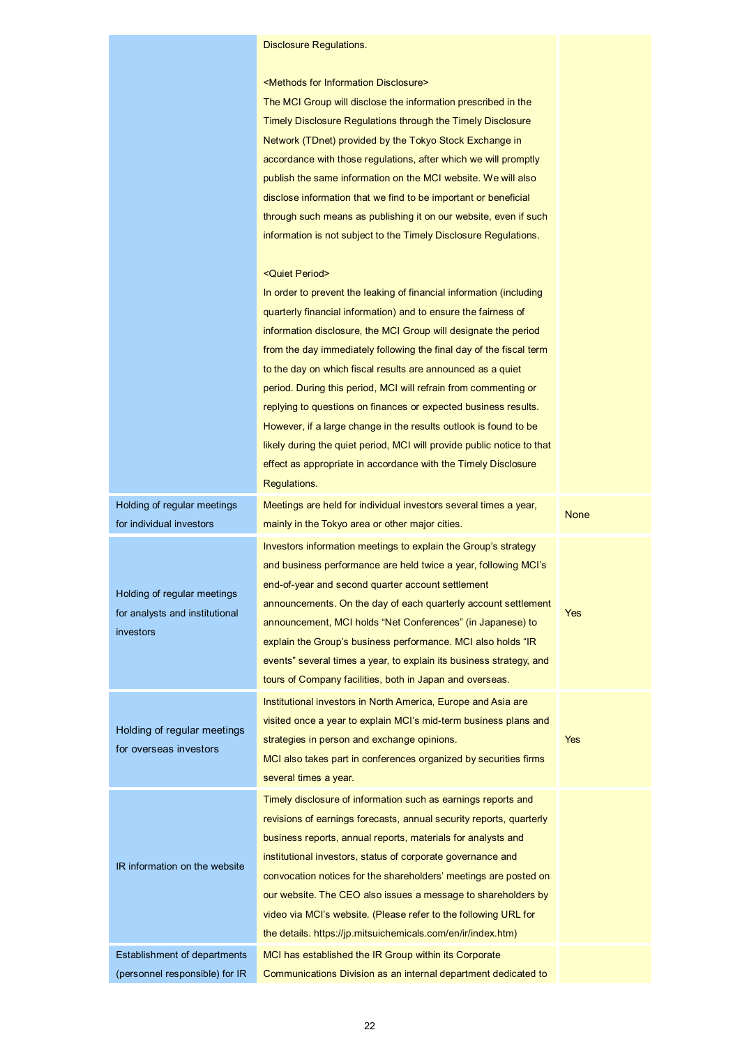| | | |
|---|---|---|
| | Disclosure Regulations.<br><br>&lt;Methods for Information Disclosure&gt;<br>The MCI Group will disclose the information prescribed in the Timely Disclosure Regulations through the Timely Disclosure Network (TDnet) provided by the Tokyo Stock Exchange in accordance with those regulations, after which we will promptly publish the same information on the MCI website. We will also disclose information that we find to be important or beneficial through such means as publishing it on our website, even if such information is not subject to the Timely Disclosure Regulations.<br><br>&lt;Quiet Period&gt;<br>In order to prevent the leaking of financial information (including quarterly financial information) and to ensure the fairness of information disclosure, the MCI Group will designate the period from the day immediately following the final day of the fiscal term to the day on which fiscal results are announced as a quiet period. During this period, MCI will refrain from commenting or replying to questions on finances or expected business results. However, if a large change in the results outlook is found to be likely during the quiet period, MCI will provide public notice to that effect as appropriate in accordance with the Timely Disclosure Regulations. | |
| Holding of regular meetings for individual investors | Meetings are held for individual investors several times a year, mainly in the Tokyo area or other major cities. | None |
| Holding of regular meetings for analysts and institutional investors | Investors information meetings to explain the Group's strategy and business performance are held twice a year, following MCI's end-of-year and second quarter account settlement announcements. On the day of each quarterly account settlement announcement, MCI holds "Net Conferences" (in Japanese) to explain the Group's business performance. MCI also holds "IR events" several times a year, to explain its business strategy, and tours of Company facilities, both in Japan and overseas. | Yes |
| Holding of regular meetings for overseas investors | Institutional investors in North America, Europe and Asia are visited once a year to explain MCI's mid-term business plans and strategies in person and exchange opinions.<br>MCI also takes part in conferences organized by securities firms several times a year. | Yes |
| IR information on the website | Timely disclosure of information such as earnings reports and revisions of earnings forecasts, annual security reports, quarterly business reports, annual reports, materials for analysts and institutional investors, status of corporate governance and convocation notices for the shareholders' meetings are posted on our website. The CEO also issues a message to shareholders by video via MCI's website. (Please refer to the following URL for the details. https://jp.mitsuichemicals.com/en/ir/index.htm) | |
| Establishment of departments (personnel responsible) for IR | MCI has established the IR Group within its Corporate Communications Division as an internal department dedicated to | |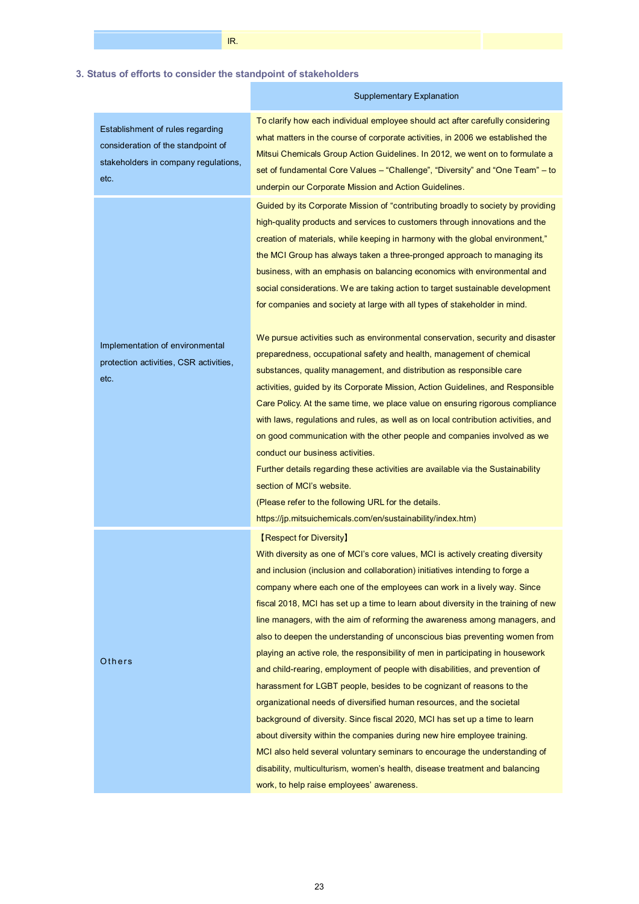| | IR. | |
|---|---|---|

### 3. Status of efforts to consider the standpoint of stakeholders

| | Supplementary Explanation |
|---|---|
| Establishment of rules regarding consideration of the standpoint of stakeholders in company regulations, etc. | To clarify how each individual employee should act after carefully considering what matters in the course of corporate activities, in 2006 we established the Mitsui Chemicals Group Action Guidelines. In 2012, we went on to formulate a set of fundamental Core Values – "Challenge", "Diversity" and "One Team" – to underpin our Corporate Mission and Action Guidelines. |
| Implementation of environmental protection activities, CSR activities, etc. | Guided by its Corporate Mission of "contributing broadly to society by providing high-quality products and services to customers through innovations and the creation of materials, while keeping in harmony with the global environment," the MCI Group has always taken a three-pronged approach to managing its business, with an emphasis on balancing economics with environmental and social considerations. We are taking action to target sustainable development for companies and society at large with all types of stakeholder in mind.<br><br>We pursue activities such as environmental conservation, security and disaster preparedness, occupational safety and health, management of chemical substances, quality management, and distribution as responsible care activities, guided by its Corporate Mission, Action Guidelines, and Responsible Care Policy. At the same time, we place value on ensuring rigorous compliance with laws, regulations and rules, as well as on local contribution activities, and on good communication with the other people and companies involved as we conduct our business activities.<br>Further details regarding these activities are available via the Sustainability section of MCI's website.<br>(Please refer to the following URL for the details.<br>https://jp.mitsuichemicals.com/en/sustainability/index.htm) |
| Others | 【Respect for Diversity】<br>With diversity as one of MCI's core values, MCI is actively creating diversity and inclusion (inclusion and collaboration) initiatives intending to forge a company where each one of the employees can work in a lively way. Since fiscal 2018, MCI has set up a time to learn about diversity in the training of new line managers, with the aim of reforming the awareness among managers, and also to deepen the understanding of unconscious bias preventing women from playing an active role, the responsibility of men in participating in housework and child-rearing, employment of people with disabilities, and prevention of harassment for LGBT people, besides to be cognizant of reasons to the organizational needs of diversified human resources, and the societal background of diversity. Since fiscal 2020, MCI has set up a time to learn about diversity within the companies during new hire employee training.<br>MCI also held several voluntary seminars to encourage the understanding of disability, multiculturism, women's health, disease treatment and balancing work, to help raise employees' awareness. |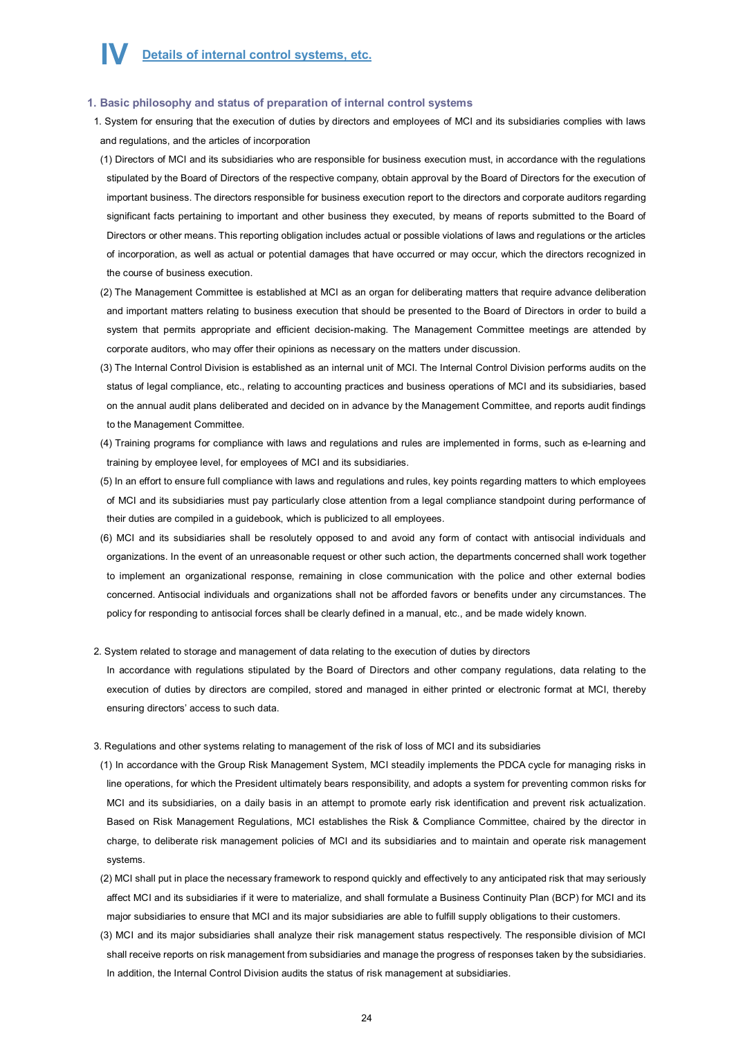# IV Details of internal control systems, etc.

## 1. Basic philosophy and status of preparation of internal control systems

1. System for ensuring that the execution of duties by directors and employees of MCI and its subsidiaries complies with laws and regulations, and the articles of incorporation

(1) Directors of MCI and its subsidiaries who are responsible for business execution must, in accordance with the regulations stipulated by the Board of Directors of the respective company, obtain approval by the Board of Directors for the execution of important business. The directors responsible for business execution report to the directors and corporate auditors regarding significant facts pertaining to important and other business they executed, by means of reports submitted to the Board of Directors or other means. This reporting obligation includes actual or possible violations of laws and regulations or the articles of incorporation, as well as actual or potential damages that have occurred or may occur, which the directors recognized in the course of business execution.

(2) The Management Committee is established at MCI as an organ for deliberating matters that require advance deliberation and important matters relating to business execution that should be presented to the Board of Directors in order to build a system that permits appropriate and efficient decision-making. The Management Committee meetings are attended by corporate auditors, who may offer their opinions as necessary on the matters under discussion.

(3) The Internal Control Division is established as an internal unit of MCI. The Internal Control Division performs audits on the status of legal compliance, etc., relating to accounting practices and business operations of MCI and its subsidiaries, based on the annual audit plans deliberated and decided on in advance by the Management Committee, and reports audit findings to the Management Committee.

(4) Training programs for compliance with laws and regulations and rules are implemented in forms, such as e-learning and training by employee level, for employees of MCI and its subsidiaries.

(5) In an effort to ensure full compliance with laws and regulations and rules, key points regarding matters to which employees of MCI and its subsidiaries must pay particularly close attention from a legal compliance standpoint during performance of their duties are compiled in a guidebook, which is publicized to all employees.

(6) MCI and its subsidiaries shall be resolutely opposed to and avoid any form of contact with antisocial individuals and organizations. In the event of an unreasonable request or other such action, the departments concerned shall work together to implement an organizational response, remaining in close communication with the police and other external bodies concerned. Antisocial individuals and organizations shall not be afforded favors or benefits under any circumstances. The policy for responding to antisocial forces shall be clearly defined in a manual, etc., and be made widely known.

2. System related to storage and management of data relating to the execution of duties by directors

In accordance with regulations stipulated by the Board of Directors and other company regulations, data relating to the execution of duties by directors are compiled, stored and managed in either printed or electronic format at MCI, thereby ensuring directors' access to such data.

3. Regulations and other systems relating to management of the risk of loss of MCI and its subsidiaries

(1) In accordance with the Group Risk Management System, MCI steadily implements the PDCA cycle for managing risks in line operations, for which the President ultimately bears responsibility, and adopts a system for preventing common risks for MCI and its subsidiaries, on a daily basis in an attempt to promote early risk identification and prevent risk actualization. Based on Risk Management Regulations, MCI establishes the Risk & Compliance Committee, chaired by the director in charge, to deliberate risk management policies of MCI and its subsidiaries and to maintain and operate risk management systems.

(2) MCI shall put in place the necessary framework to respond quickly and effectively to any anticipated risk that may seriously affect MCI and its subsidiaries if it were to materialize, and shall formulate a Business Continuity Plan (BCP) for MCI and its major subsidiaries to ensure that MCI and its major subsidiaries are able to fulfill supply obligations to their customers.

(3) MCI and its major subsidiaries shall analyze their risk management status respectively. The responsible division of MCI shall receive reports on risk management from subsidiaries and manage the progress of responses taken by the subsidiaries. In addition, the Internal Control Division audits the status of risk management at subsidiaries.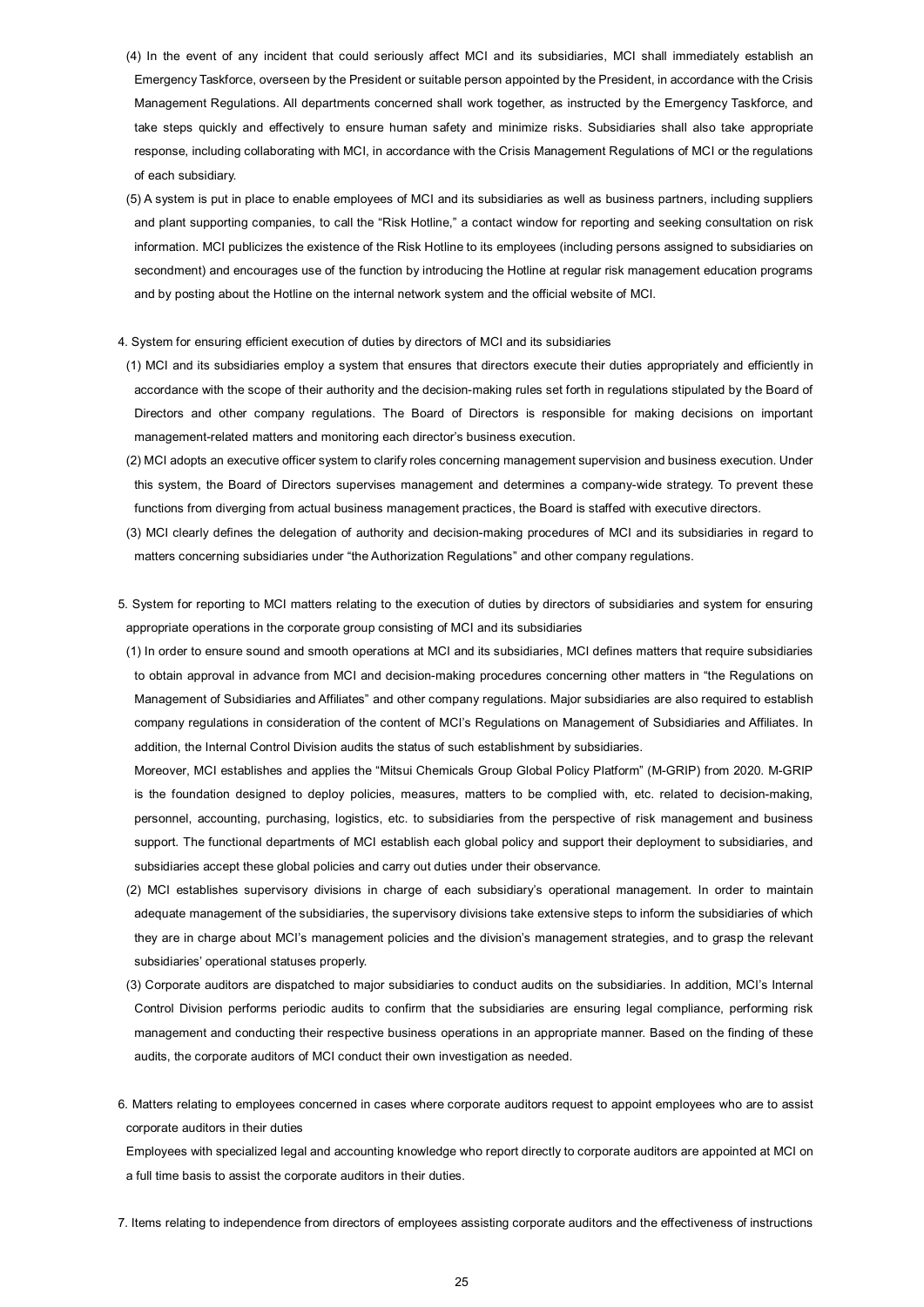(4) In the event of any incident that could seriously affect MCI and its subsidiaries, MCI shall immediately establish an Emergency Taskforce, overseen by the President or suitable person appointed by the President, in accordance with the Crisis Management Regulations. All departments concerned shall work together, as instructed by the Emergency Taskforce, and take steps quickly and effectively to ensure human safety and minimize risks. Subsidiaries shall also take appropriate response, including collaborating with MCI, in accordance with the Crisis Management Regulations of MCI or the regulations of each subsidiary.

(5) A system is put in place to enable employees of MCI and its subsidiaries as well as business partners, including suppliers and plant supporting companies, to call the "Risk Hotline," a contact window for reporting and seeking consultation on risk information. MCI publicizes the existence of the Risk Hotline to its employees (including persons assigned to subsidiaries on secondment) and encourages use of the function by introducing the Hotline at regular risk management education programs and by posting about the Hotline on the internal network system and the official website of MCI.

4. System for ensuring efficient execution of duties by directors of MCI and its subsidiaries

(1) MCI and its subsidiaries employ a system that ensures that directors execute their duties appropriately and efficiently in accordance with the scope of their authority and the decision-making rules set forth in regulations stipulated by the Board of Directors and other company regulations. The Board of Directors is responsible for making decisions on important management-related matters and monitoring each director's business execution.

(2) MCI adopts an executive officer system to clarify roles concerning management supervision and business execution. Under this system, the Board of Directors supervises management and determines a company-wide strategy. To prevent these functions from diverging from actual business management practices, the Board is staffed with executive directors.

(3) MCI clearly defines the delegation of authority and decision-making procedures of MCI and its subsidiaries in regard to matters concerning subsidiaries under "the Authorization Regulations" and other company regulations.

5. System for reporting to MCI matters relating to the execution of duties by directors of subsidiaries and system for ensuring appropriate operations in the corporate group consisting of MCI and its subsidiaries

(1) In order to ensure sound and smooth operations at MCI and its subsidiaries, MCI defines matters that require subsidiaries to obtain approval in advance from MCI and decision-making procedures concerning other matters in "the Regulations on Management of Subsidiaries and Affiliates" and other company regulations. Major subsidiaries are also required to establish company regulations in consideration of the content of MCI's Regulations on Management of Subsidiaries and Affiliates. In addition, the Internal Control Division audits the status of such establishment by subsidiaries.

Moreover, MCI establishes and applies the "Mitsui Chemicals Group Global Policy Platform" (M-GRIP) from 2020. M-GRIP is the foundation designed to deploy policies, measures, matters to be complied with, etc. related to decision-making, personnel, accounting, purchasing, logistics, etc. to subsidiaries from the perspective of risk management and business support. The functional departments of MCI establish each global policy and support their deployment to subsidiaries, and subsidiaries accept these global policies and carry out duties under their observance.

(2) MCI establishes supervisory divisions in charge of each subsidiary's operational management. In order to maintain adequate management of the subsidiaries, the supervisory divisions take extensive steps to inform the subsidiaries of which they are in charge about MCI's management policies and the division's management strategies, and to grasp the relevant subsidiaries' operational statuses properly.

(3) Corporate auditors are dispatched to major subsidiaries to conduct audits on the subsidiaries. In addition, MCI's Internal Control Division performs periodic audits to confirm that the subsidiaries are ensuring legal compliance, performing risk management and conducting their respective business operations in an appropriate manner. Based on the finding of these audits, the corporate auditors of MCI conduct their own investigation as needed.

6. Matters relating to employees concerned in cases where corporate auditors request to appoint employees who are to assist corporate auditors in their duties

Employees with specialized legal and accounting knowledge who report directly to corporate auditors are appointed at MCI on a full time basis to assist the corporate auditors in their duties.

7. Items relating to independence from directors of employees assisting corporate auditors and the effectiveness of instructions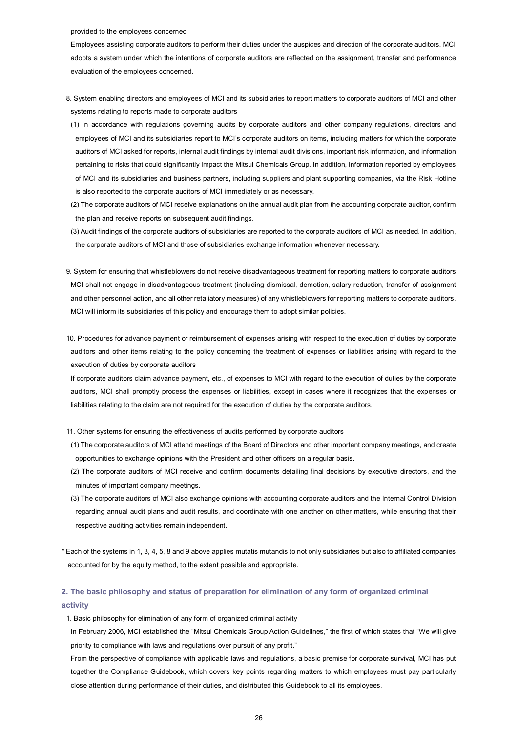provided to the employees concerned

Employees assisting corporate auditors to perform their duties under the auspices and direction of the corporate auditors. MCI adopts a system under which the intentions of corporate auditors are reflected on the assignment, transfer and performance evaluation of the employees concerned.

8. System enabling directors and employees of MCI and its subsidiaries to report matters to corporate auditors of MCI and other systems relating to reports made to corporate auditors

(1) In accordance with regulations governing audits by corporate auditors and other company regulations, directors and employees of MCI and its subsidiaries report to MCI's corporate auditors on items, including matters for which the corporate auditors of MCI asked for reports, internal audit findings by internal audit divisions, important risk information, and information pertaining to risks that could significantly impact the Mitsui Chemicals Group. In addition, information reported by employees of MCI and its subsidiaries and business partners, including suppliers and plant supporting companies, via the Risk Hotline is also reported to the corporate auditors of MCI immediately or as necessary.

(2) The corporate auditors of MCI receive explanations on the annual audit plan from the accounting corporate auditor, confirm the plan and receive reports on subsequent audit findings.

(3) Audit findings of the corporate auditors of subsidiaries are reported to the corporate auditors of MCI as needed. In addition, the corporate auditors of MCI and those of subsidiaries exchange information whenever necessary.

9. System for ensuring that whistleblowers do not receive disadvantageous treatment for reporting matters to corporate auditors

MCI shall not engage in disadvantageous treatment (including dismissal, demotion, salary reduction, transfer of assignment and other personnel action, and all other retaliatory measures) of any whistleblowers for reporting matters to corporate auditors. MCI will inform its subsidiaries of this policy and encourage them to adopt similar policies.

10. Procedures for advance payment or reimbursement of expenses arising with respect to the execution of duties by corporate auditors and other items relating to the policy concerning the treatment of expenses or liabilities arising with regard to the execution of duties by corporate auditors

If corporate auditors claim advance payment, etc., of expenses to MCI with regard to the execution of duties by the corporate auditors, MCI shall promptly process the expenses or liabilities, except in cases where it recognizes that the expenses or liabilities relating to the claim are not required for the execution of duties by the corporate auditors.

11. Other systems for ensuring the effectiveness of audits performed by corporate auditors

(1) The corporate auditors of MCI attend meetings of the Board of Directors and other important company meetings, and create opportunities to exchange opinions with the President and other officers on a regular basis.

(2) The corporate auditors of MCI receive and confirm documents detailing final decisions by executive directors, and the minutes of important company meetings.

(3) The corporate auditors of MCI also exchange opinions with accounting corporate auditors and the Internal Control Division regarding annual audit plans and audit results, and coordinate with one another on other matters, while ensuring that their respective auditing activities remain independent.

* Each of the systems in 1, 3, 4, 5, 8 and 9 above applies mutatis mutandis to not only subsidiaries but also to affiliated companies accounted for by the equity method, to the extent possible and appropriate.

## 2. The basic philosophy and status of preparation for elimination of any form of organized criminal activity

1. Basic philosophy for elimination of any form of organized criminal activity

In February 2006, MCI established the "Mitsui Chemicals Group Action Guidelines," the first of which states that "We will give priority to compliance with laws and regulations over pursuit of any profit."

From the perspective of compliance with applicable laws and regulations, a basic premise for corporate survival, MCI has put together the Compliance Guidebook, which covers key points regarding matters to which employees must pay particularly close attention during performance of their duties, and distributed this Guidebook to all its employees.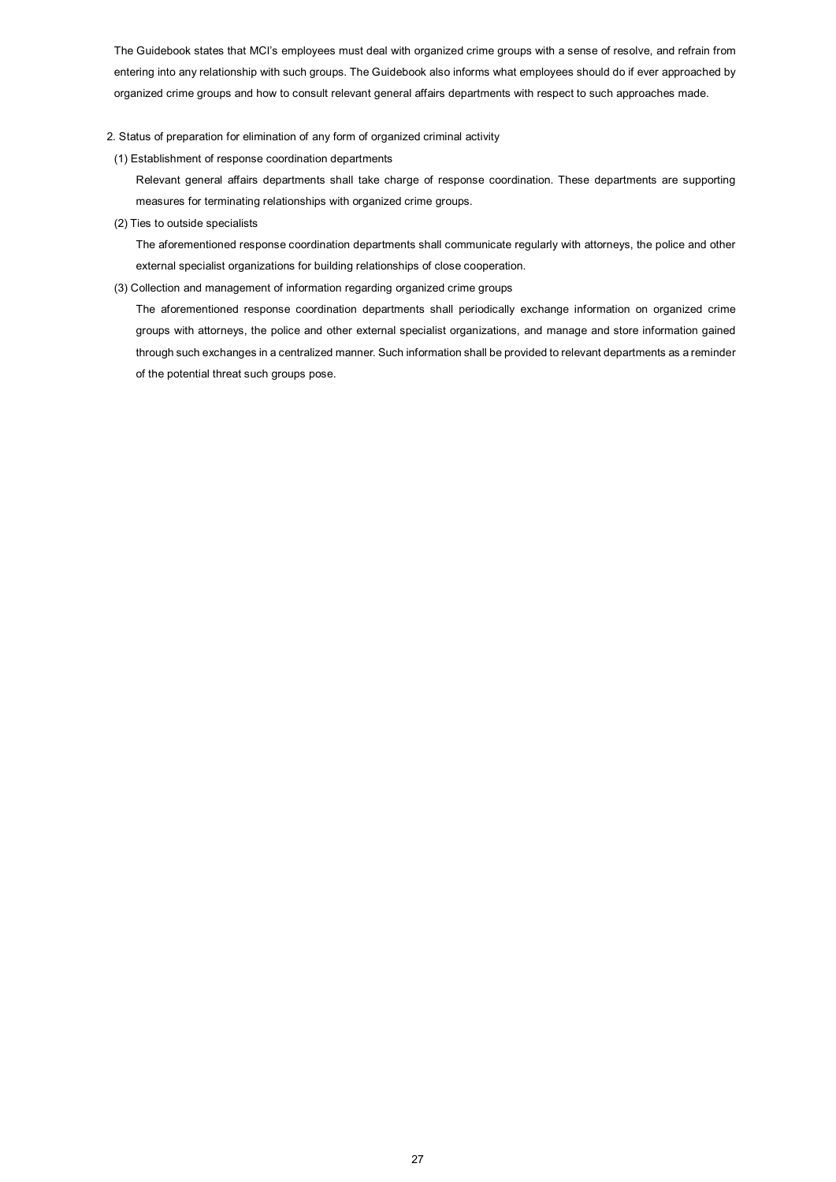The Guidebook states that MCI's employees must deal with organized crime groups with a sense of resolve, and refrain from entering into any relationship with such groups. The Guidebook also informs what employees should do if ever approached by organized crime groups and how to consult relevant general affairs departments with respect to such approaches made.

2. Status of preparation for elimination of any form of organized criminal activity

(1) Establishment of response coordination departments

Relevant general affairs departments shall take charge of response coordination. These departments are supporting measures for terminating relationships with organized crime groups.

(2) Ties to outside specialists

The aforementioned response coordination departments shall communicate regularly with attorneys, the police and other external specialist organizations for building relationships of close cooperation.

(3) Collection and management of information regarding organized crime groups

The aforementioned response coordination departments shall periodically exchange information on organized crime groups with attorneys, the police and other external specialist organizations, and manage and store information gained through such exchanges in a centralized manner. Such information shall be provided to relevant departments as a reminder of the potential threat such groups pose.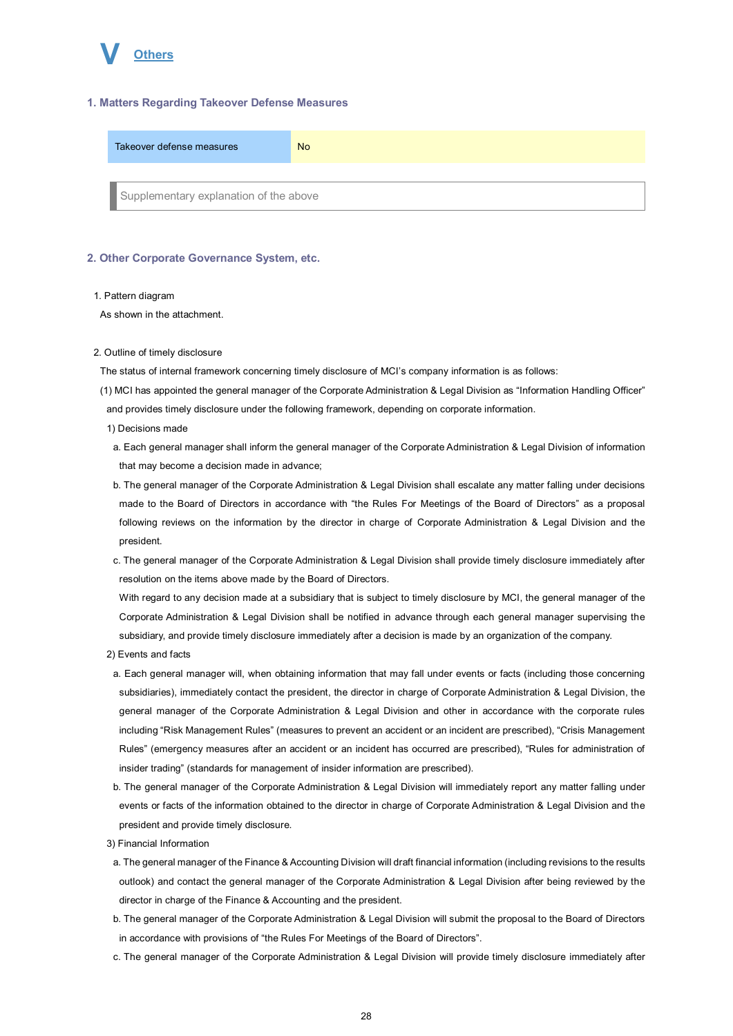# V Others

## 1. Matters Regarding Takeover Defense Measures

| Takeover defense measures | No |
|---|---|

Supplementary explanation of the above

## 2. Other Corporate Governance System, etc.

1. Pattern diagram

As shown in the attachment.

2. Outline of timely disclosure

The status of internal framework concerning timely disclosure of MCI's company information is as follows:

(1) MCI has appointed the general manager of the Corporate Administration & Legal Division as "Information Handling Officer" and provides timely disclosure under the following framework, depending on corporate information.

1) Decisions made

a. Each general manager shall inform the general manager of the Corporate Administration & Legal Division of information that may become a decision made in advance;

b. The general manager of the Corporate Administration & Legal Division shall escalate any matter falling under decisions made to the Board of Directors in accordance with "the Rules For Meetings of the Board of Directors" as a proposal following reviews on the information by the director in charge of Corporate Administration & Legal Division and the president.

c. The general manager of the Corporate Administration & Legal Division shall provide timely disclosure immediately after resolution on the items above made by the Board of Directors.

With regard to any decision made at a subsidiary that is subject to timely disclosure by MCI, the general manager of the Corporate Administration & Legal Division shall be notified in advance through each general manager supervising the subsidiary, and provide timely disclosure immediately after a decision is made by an organization of the company.

2) Events and facts

a. Each general manager will, when obtaining information that may fall under events or facts (including those concerning subsidiaries), immediately contact the president, the director in charge of Corporate Administration & Legal Division, the general manager of the Corporate Administration & Legal Division and other in accordance with the corporate rules including "Risk Management Rules" (measures to prevent an accident or an incident are prescribed), "Crisis Management Rules" (emergency measures after an accident or an incident has occurred are prescribed), "Rules for administration of insider trading" (standards for management of insider information are prescribed).

b. The general manager of the Corporate Administration & Legal Division will immediately report any matter falling under events or facts of the information obtained to the director in charge of Corporate Administration & Legal Division and the president and provide timely disclosure.

3) Financial Information

a. The general manager of the Finance & Accounting Division will draft financial information (including revisions to the results outlook) and contact the general manager of the Corporate Administration & Legal Division after being reviewed by the director in charge of the Finance & Accounting and the president.

b. The general manager of the Corporate Administration & Legal Division will submit the proposal to the Board of Directors in accordance with provisions of "the Rules For Meetings of the Board of Directors".

c. The general manager of the Corporate Administration & Legal Division will provide timely disclosure immediately after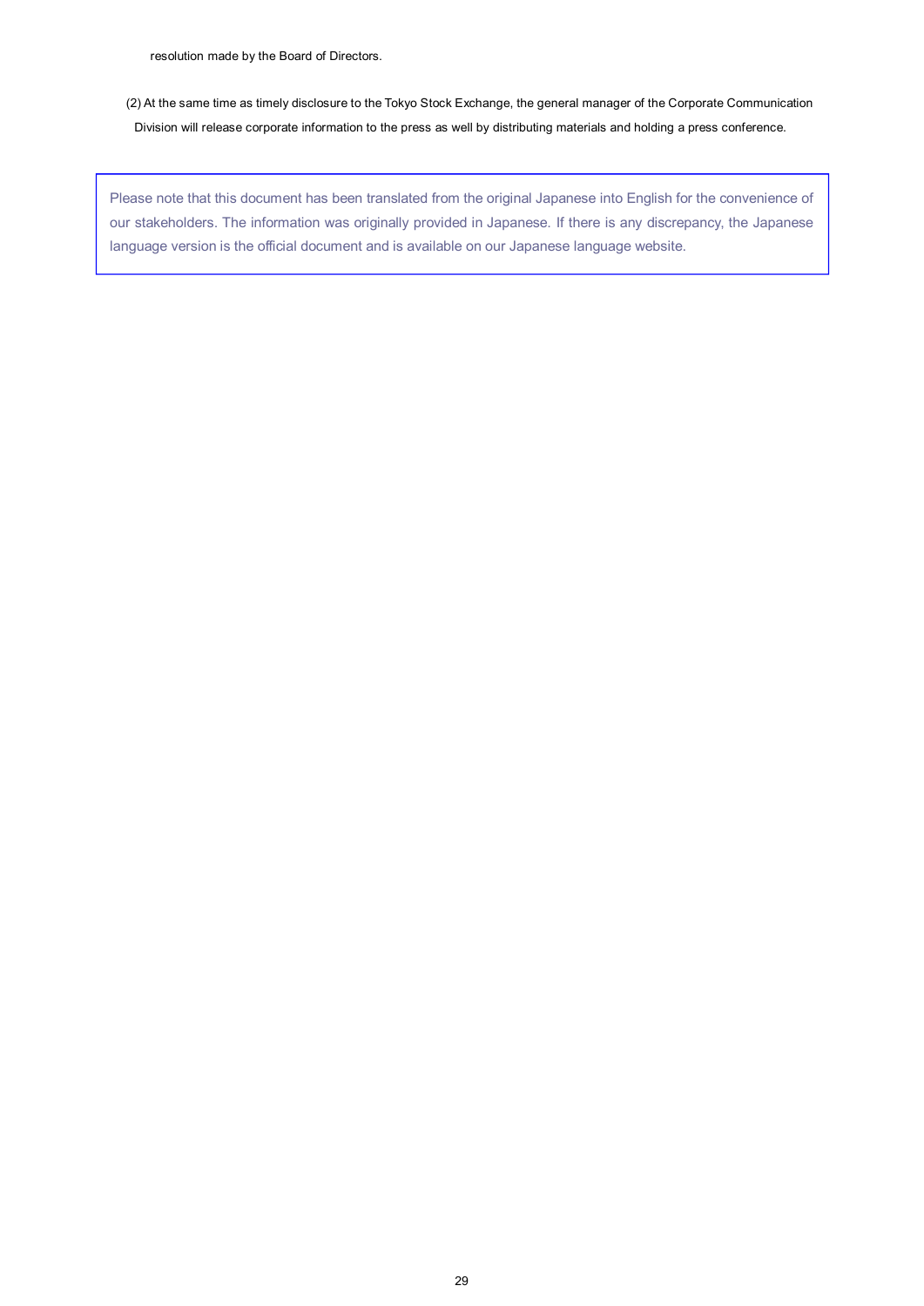resolution made by the Board of Directors.

(2) At the same time as timely disclosure to the Tokyo Stock Exchange, the general manager of the Corporate Communication Division will release corporate information to the press as well by distributing materials and holding a press conference.

Please note that this document has been translated from the original Japanese into English for the convenience of our stakeholders. The information was originally provided in Japanese. If there is any discrepancy, the Japanese language version is the official document and is available on our Japanese language website.